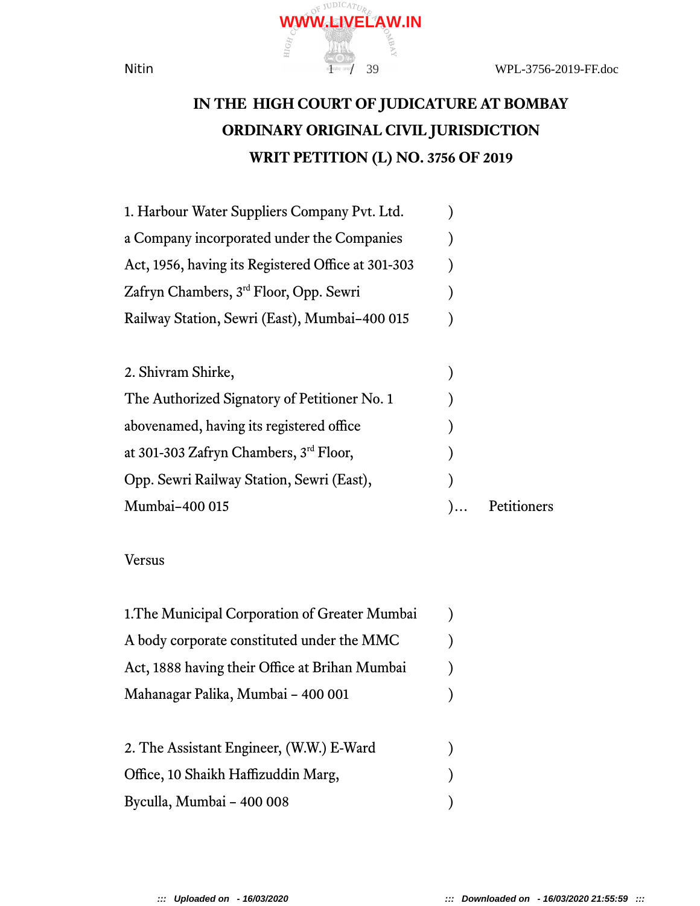# IN THE HIGH COURT OF JUDICATURE AT BOMBAY

## ORDINARY ORIGINAL CIVIL JURISDICTION

## WRIT PETITION (L) NO. 3756 OF 2019

1. Harbour Water Suppliers Company Pvt. Ltd. )
a Company incorporated under the Companies )
Act, 1956, having its Registered Office at 301-303 )
Zafryn Chambers, 3rd Floor, Opp. Sewri )
Railway Station, Sewri (East), Mumbai–400 015 )

2. Shivram Shirke, )
The Authorized Signatory of Petitioner No. 1 )
abovenamed, having its registered office )
at 301-303 Zafryn Chambers, 3rd Floor, )
Opp. Sewri Railway Station, Sewri (East), )
Mumbai–400 015 )... Petitioners

Versus

1.The Municipal Corporation of Greater Mumbai )
A body corporate constituted under the MMC )
Act, 1888 having their Office at Brihan Mumbai )
Mahanagar Palika, Mumbai – 400 001 )

2. The Assistant Engineer, (W.W.) E-Ward )
Office, 10 Shaikh Haffizuddin Marg, )
Byculla, Mumbai – 400 008 )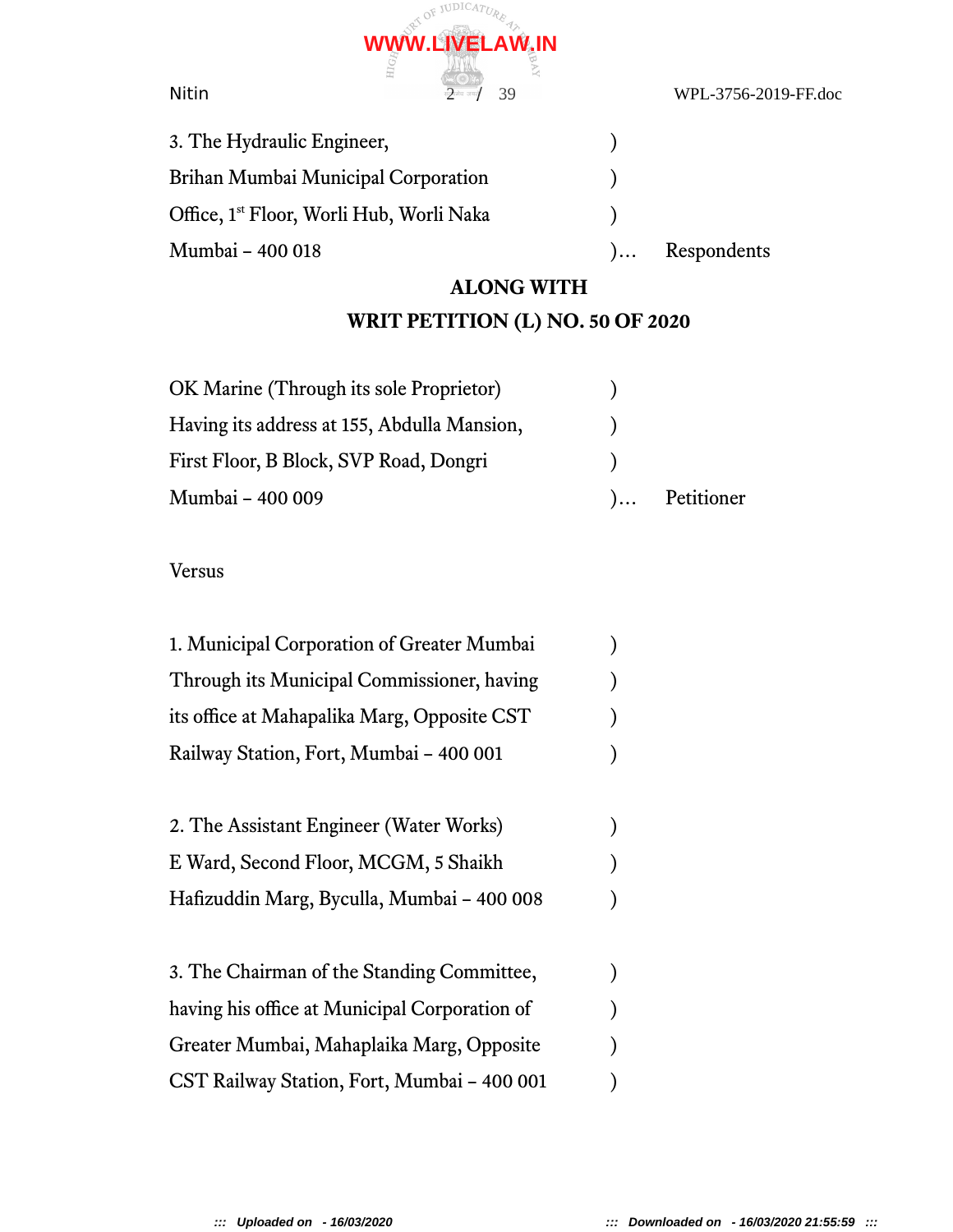3. The Hydraulic Engineer, )
Brihan Mumbai Municipal Corporation )
Office, 1st Floor, Worli Hub, Worli Naka )
Mumbai – 400 018 )... Respondents

**ALONG WITH**

**WRIT PETITION (L) NO. 50 OF 2020**

OK Marine (Through its sole Proprietor) )
Having its address at 155, Abdulla Mansion, )
First Floor, B Block, SVP Road, Dongri )
Mumbai – 400 009 )... Petitioner

Versus

1. Municipal Corporation of Greater Mumbai )
Through its Municipal Commissioner, having )
its office at Mahapalika Marg, Opposite CST )
Railway Station, Fort, Mumbai – 400 001 )

2. The Assistant Engineer (Water Works) )
E Ward, Second Floor, MCGM, 5 Shaikh )
Hafizuddin Marg, Byculla, Mumbai – 400 008 )

3. The Chairman of the Standing Committee, )
having his office at Municipal Corporation of )
Greater Mumbai, Mahaplaika Marg, Opposite )
CST Railway Station, Fort, Mumbai – 400 001 )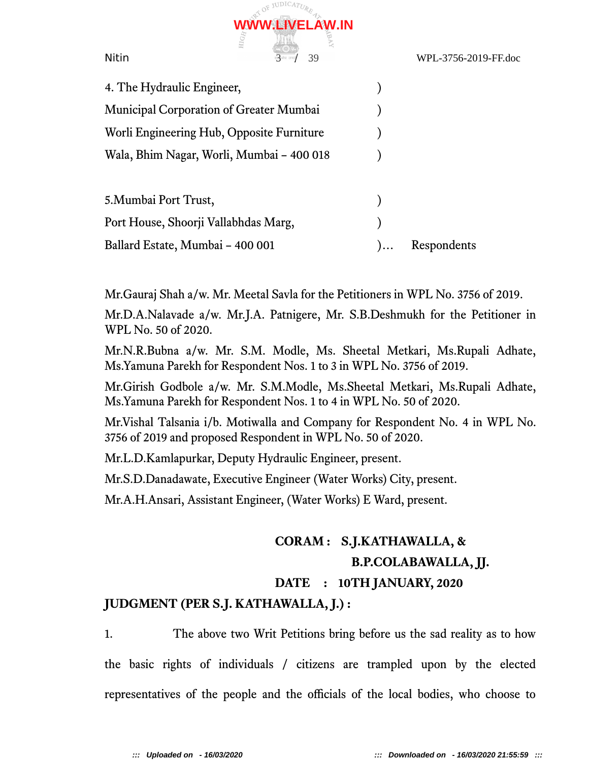4. The Hydraulic Engineer, )
Municipal Corporation of Greater Mumbai )
Worli Engineering Hub, Opposite Furniture )
Wala, Bhim Nagar, Worli, Mumbai – 400 018 )

5.Mumbai Port Trust, )
Port House, Shoorji Vallabhdas Marg, )
Ballard Estate, Mumbai – 400 001 )... Respondents

Mr.Gauraj Shah a/w. Mr. Meetal Savla for the Petitioners in WPL No. 3756 of 2019.

Mr.D.A.Nalavade a/w. Mr.J.A. Patnigere, Mr. S.B.Deshmukh for the Petitioner in WPL No. 50 of 2020.

Mr.N.R.Bubna a/w. Mr. S.M. Modle, Ms. Sheetal Metkari, Ms.Rupali Adhate, Ms.Yamuna Parekh for Respondent Nos. 1 to 3 in WPL No. 3756 of 2019.

Mr.Girish Godbole a/w. Mr. S.M.Modle, Ms.Sheetal Metkari, Ms.Rupali Adhate, Ms.Yamuna Parekh for Respondent Nos. 1 to 4 in WPL No. 50 of 2020.

Mr.Vishal Talsania i/b. Motiwalla and Company for Respondent No. 4 in WPL No. 3756 of 2019 and proposed Respondent in WPL No. 50 of 2020.

Mr.L.D.Kamlapurkar, Deputy Hydraulic Engineer, present.

Mr.S.D.Danadawate, Executive Engineer (Water Works) City, present.

Mr.A.H.Ansari, Assistant Engineer, (Water Works) E Ward, present.

**CORAM : S.J.KATHAWALLA, &**
**B.P.COLABAWALLA, JJ.**

**DATE : 10TH JANUARY, 2020**

**JUDGMENT (PER S.J. KATHAWALLA, J.) :**

1. The above two Writ Petitions bring before us the sad reality as to how the basic rights of individuals / citizens are trampled upon by the elected representatives of the people and the officials of the local bodies, who choose to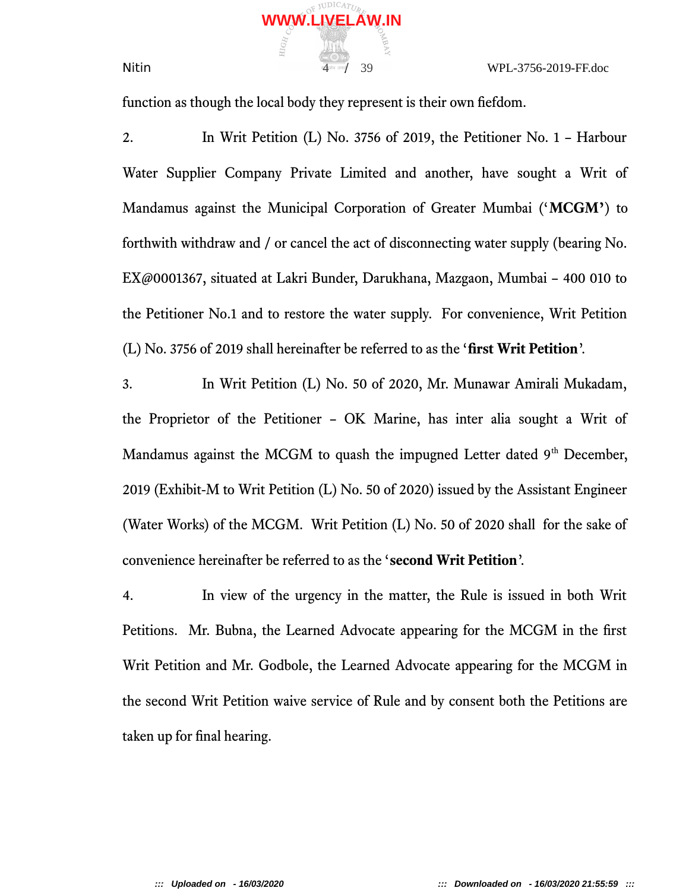function as though the local body they represent is their own fiefdom.

2. In Writ Petition (L) No. 3756 of 2019, the Petitioner No. 1 – Harbour Water Supplier Company Private Limited and another, have sought a Writ of Mandamus against the Municipal Corporation of Greater Mumbai ('**MCGM**') to forthwith withdraw and / or cancel the act of disconnecting water supply (bearing No. EX@0001367, situated at Lakri Bunder, Darukhana, Mazgaon, Mumbai – 400 010 to the Petitioner No.1 and to restore the water supply. For convenience, Writ Petition (L) No. 3756 of 2019 shall hereinafter be referred to as the '**first Writ Petition**'.

3. In Writ Petition (L) No. 50 of 2020, Mr. Munawar Amirali Mukadam, the Proprietor of the Petitioner – OK Marine, has inter alia sought a Writ of Mandamus against the MCGM to quash the impugned Letter dated 9th December, 2019 (Exhibit-M to Writ Petition (L) No. 50 of 2020) issued by the Assistant Engineer (Water Works) of the MCGM. Writ Petition (L) No. 50 of 2020 shall for the sake of convenience hereinafter be referred to as the '**second Writ Petition**'.

4. In view of the urgency in the matter, the Rule is issued in both Writ Petitions. Mr. Bubna, the Learned Advocate appearing for the MCGM in the first Writ Petition and Mr. Godbole, the Learned Advocate appearing for the MCGM in the second Writ Petition waive service of Rule and by consent both the Petitions are taken up for final hearing.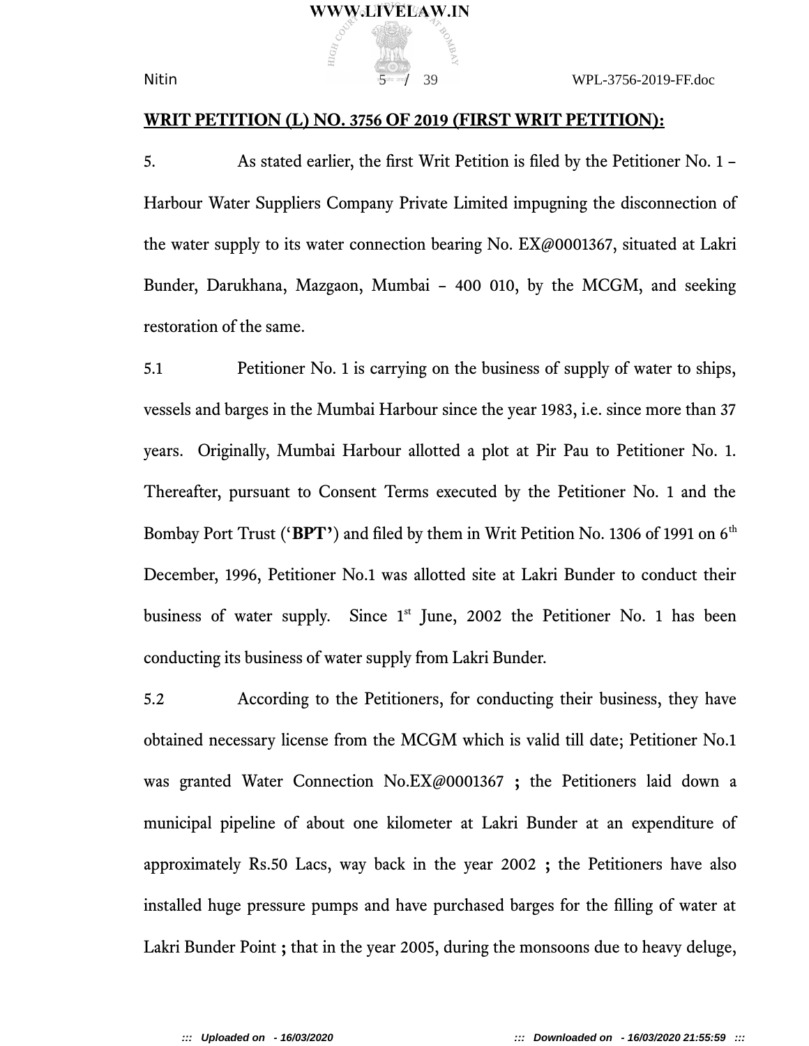**WRIT PETITION (L) NO. 3756 OF 2019 (FIRST WRIT PETITION):**

5. As stated earlier, the first Writ Petition is filed by the Petitioner No. 1 – Harbour Water Suppliers Company Private Limited impugning the disconnection of the water supply to its water connection bearing No. EX@0001367, situated at Lakri Bunder, Darukhana, Mazgaon, Mumbai – 400 010, by the MCGM, and seeking restoration of the same.

5.1 Petitioner No. 1 is carrying on the business of supply of water to ships, vessels and barges in the Mumbai Harbour since the year 1983, i.e. since more than 37 years. Originally, Mumbai Harbour allotted a plot at Pir Pau to Petitioner No. 1. Thereafter, pursuant to Consent Terms executed by the Petitioner No. 1 and the Bombay Port Trust (‘**BPT**’) and filed by them in Writ Petition No. 1306 of 1991 on 6th December, 1996, Petitioner No.1 was allotted site at Lakri Bunder to conduct their business of water supply. Since 1st June, 2002 the Petitioner No. 1 has been conducting its business of water supply from Lakri Bunder.

5.2 According to the Petitioners, for conducting their business, they have obtained necessary license from the MCGM which is valid till date; Petitioner No.1 was granted Water Connection No.EX@0001367 **;** the Petitioners laid down a municipal pipeline of about one kilometer at Lakri Bunder at an expenditure of approximately Rs.50 Lacs, way back in the year 2002 **;** the Petitioners have also installed huge pressure pumps and have purchased barges for the filling of water at Lakri Bunder Point **;** that in the year 2005, during the monsoons due to heavy deluge,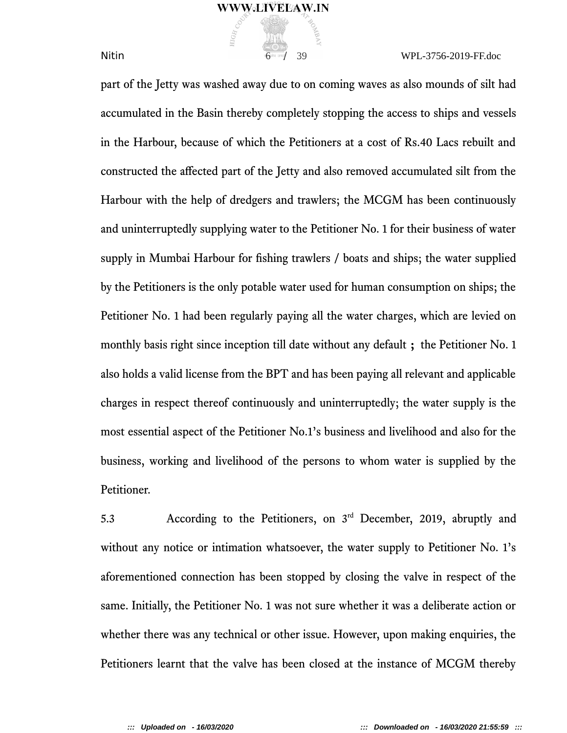part of the Jetty was washed away due to on coming waves as also mounds of silt had accumulated in the Basin thereby completely stopping the access to ships and vessels in the Harbour, because of which the Petitioners at a cost of Rs.40 Lacs rebuilt and constructed the affected part of the Jetty and also removed accumulated silt from the Harbour with the help of dredgers and trawlers; the MCGM has been continuously and uninterruptedly supplying water to the Petitioner No. 1 for their business of water supply in Mumbai Harbour for fishing trawlers / boats and ships; the water supplied by the Petitioners is the only potable water used for human consumption on ships; the Petitioner No. 1 had been regularly paying all the water charges, which are levied on monthly basis right since inception till date without any default ; the Petitioner No. 1 also holds a valid license from the BPT and has been paying all relevant and applicable charges in respect thereof continuously and uninterruptedly; the water supply is the most essential aspect of the Petitioner No.1's business and livelihood and also for the business, working and livelihood of the persons to whom water is supplied by the Petitioner.

5.3 According to the Petitioners, on 3rd December, 2019, abruptly and without any notice or intimation whatsoever, the water supply to Petitioner No. 1's aforementioned connection has been stopped by closing the valve in respect of the same. Initially, the Petitioner No. 1 was not sure whether it was a deliberate action or whether there was any technical or other issue. However, upon making enquiries, the Petitioners learnt that the valve has been closed at the instance of MCGM thereby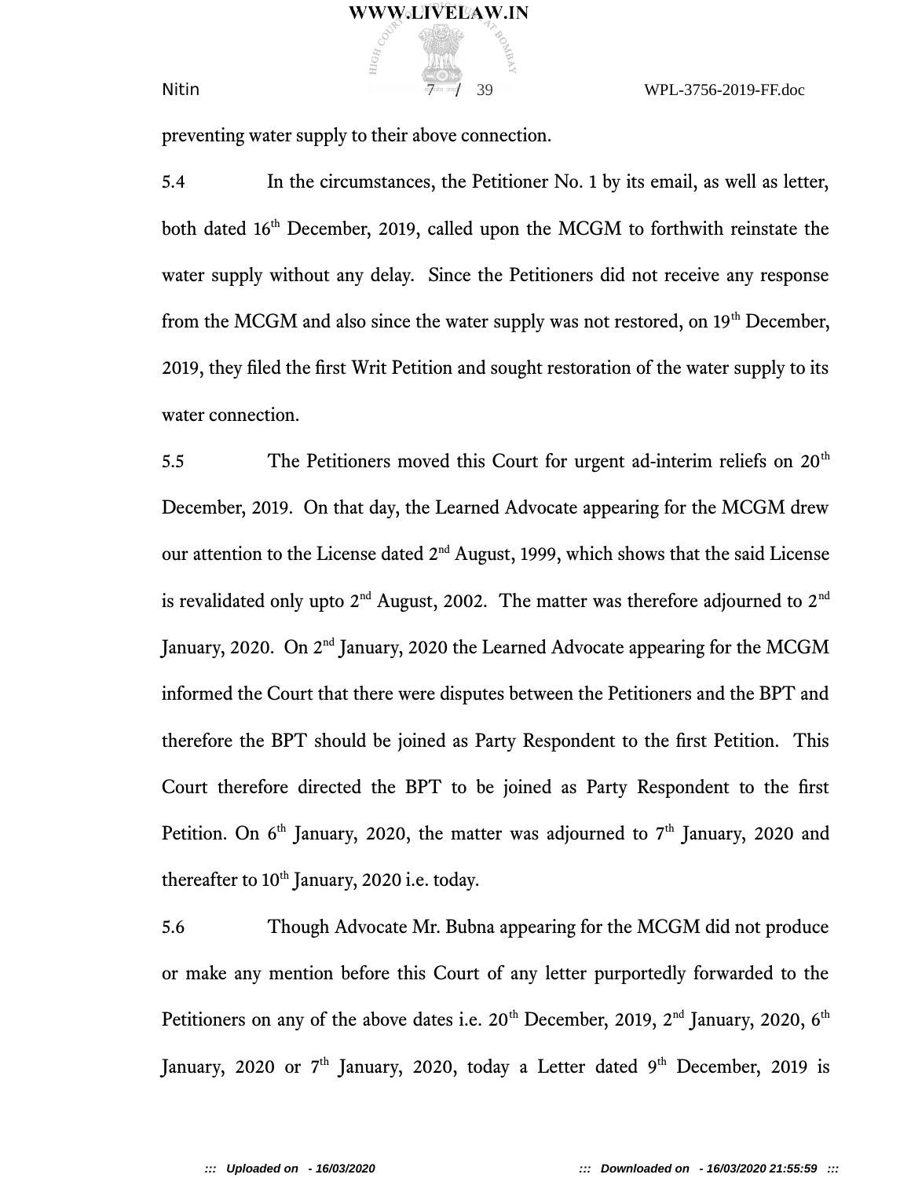preventing water supply to their above connection.

5.4 In the circumstances, the Petitioner No. 1 by its email, as well as letter, both dated 16th December, 2019, called upon the MCGM to forthwith reinstate the water supply without any delay. Since the Petitioners did not receive any response from the MCGM and also since the water supply was not restored, on 19th December, 2019, they filed the first Writ Petition and sought restoration of the water supply to its water connection.

5.5 The Petitioners moved this Court for urgent ad-interim reliefs on 20th December, 2019. On that day, the Learned Advocate appearing for the MCGM drew our attention to the License dated 2nd August, 1999, which shows that the said License is revalidated only upto 2nd August, 2002. The matter was therefore adjourned to 2nd January, 2020. On 2nd January, 2020 the Learned Advocate appearing for the MCGM informed the Court that there were disputes between the Petitioners and the BPT and therefore the BPT should be joined as Party Respondent to the first Petition. This Court therefore directed the BPT to be joined as Party Respondent to the first Petition. On 6th January, 2020, the matter was adjourned to 7th January, 2020 and thereafter to 10th January, 2020 i.e. today.

5.6 Though Advocate Mr. Bubna appearing for the MCGM did not produce or make any mention before this Court of any letter purportedly forwarded to the Petitioners on any of the above dates i.e. 20th December, 2019, 2nd January, 2020, 6th January, 2020 or 7th January, 2020, today a Letter dated 9th December, 2019 is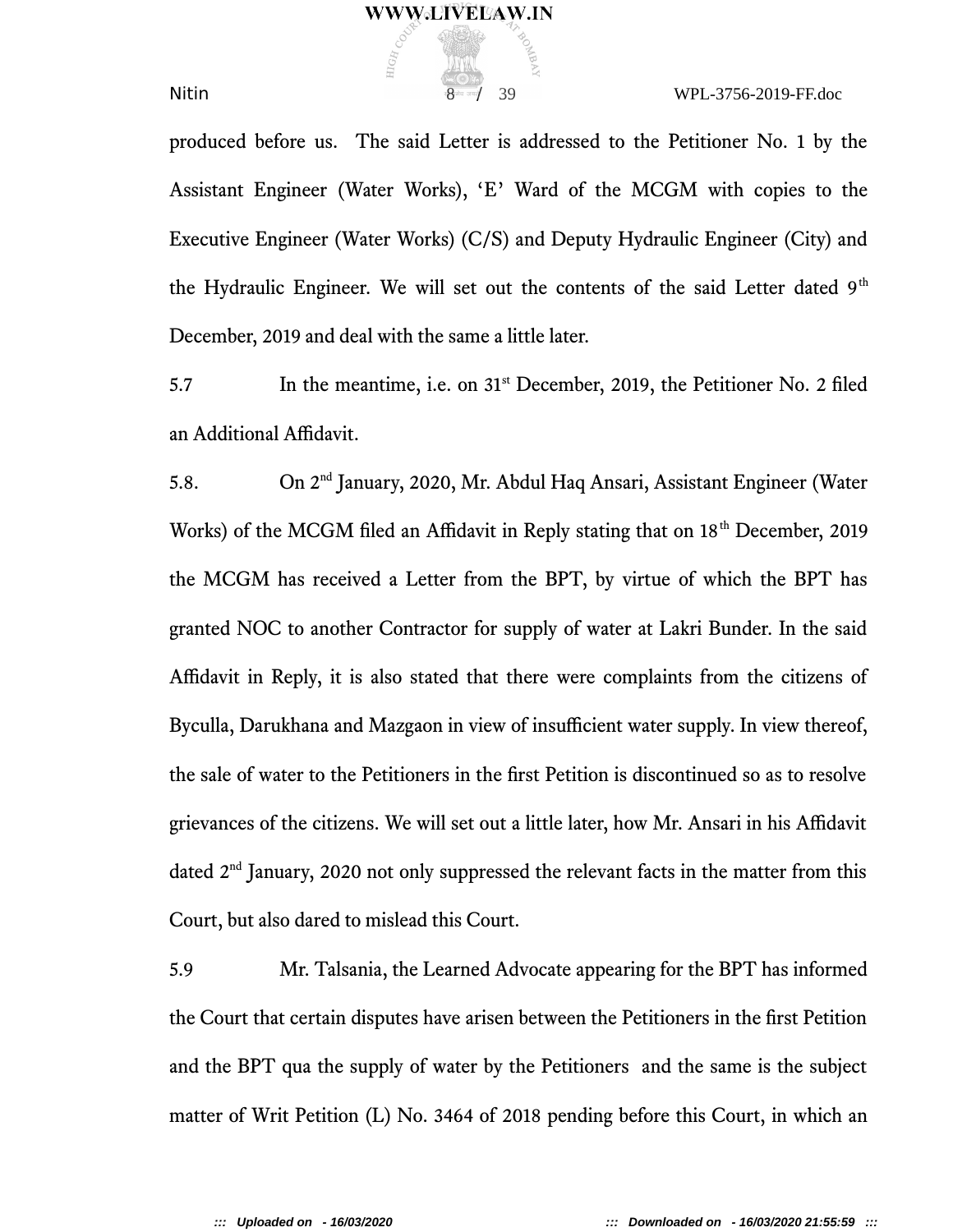produced before us. The said Letter is addressed to the Petitioner No. 1 by the Assistant Engineer (Water Works), 'E' Ward of the MCGM with copies to the Executive Engineer (Water Works) (C/S) and Deputy Hydraulic Engineer (City) and the Hydraulic Engineer. We will set out the contents of the said Letter dated 9th December, 2019 and deal with the same a little later.

5.7 In the meantime, i.e. on 31st December, 2019, the Petitioner No. 2 filed an Additional Affidavit.

5.8. On 2nd January, 2020, Mr. Abdul Haq Ansari, Assistant Engineer (Water Works) of the MCGM filed an Affidavit in Reply stating that on 18th December, 2019 the MCGM has received a Letter from the BPT, by virtue of which the BPT has granted NOC to another Contractor for supply of water at Lakri Bunder. In the said Affidavit in Reply, it is also stated that there were complaints from the citizens of Byculla, Darukhana and Mazgaon in view of insufficient water supply. In view thereof, the sale of water to the Petitioners in the first Petition is discontinued so as to resolve grievances of the citizens. We will set out a little later, how Mr. Ansari in his Affidavit dated 2nd January, 2020 not only suppressed the relevant facts in the matter from this Court, but also dared to mislead this Court.

5.9 Mr. Talsania, the Learned Advocate appearing for the BPT has informed the Court that certain disputes have arisen between the Petitioners in the first Petition and the BPT qua the supply of water by the Petitioners and the same is the subject matter of Writ Petition (L) No. 3464 of 2018 pending before this Court, in which an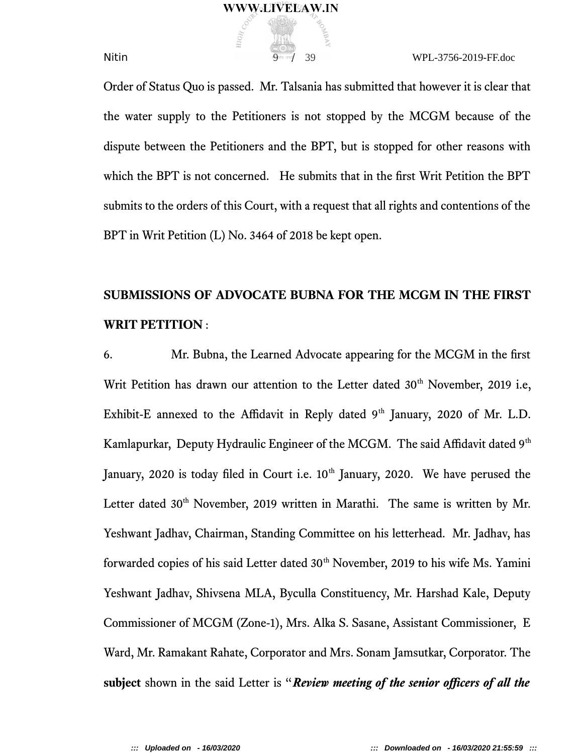Order of Status Quo is passed. Mr. Talsania has submitted that however it is clear that the water supply to the Petitioners is not stopped by the MCGM because of the dispute between the Petitioners and the BPT, but is stopped for other reasons with which the BPT is not concerned. He submits that in the first Writ Petition the BPT submits to the orders of this Court, with a request that all rights and contentions of the BPT in Writ Petition (L) No. 3464 of 2018 be kept open.

**SUBMISSIONS OF ADVOCATE BUBNA FOR THE MCGM IN THE FIRST WRIT PETITION** :

6. Mr. Bubna, the Learned Advocate appearing for the MCGM in the first Writ Petition has drawn our attention to the Letter dated 30th November, 2019 i.e, Exhibit-E annexed to the Affidavit in Reply dated 9th January, 2020 of Mr. L.D. Kamlapurkar, Deputy Hydraulic Engineer of the MCGM. The said Affidavit dated 9th January, 2020 is today filed in Court i.e. 10th January, 2020. We have perused the Letter dated 30th November, 2019 written in Marathi. The same is written by Mr. Yeshwant Jadhav, Chairman, Standing Committee on his letterhead. Mr. Jadhav, has forwarded copies of his said Letter dated 30th November, 2019 to his wife Ms. Yamini Yeshwant Jadhav, Shivsena MLA, Byculla Constituency, Mr. Harshad Kale, Deputy Commissioner of MCGM (Zone-1), Mrs. Alka S. Sasane, Assistant Commissioner, E Ward, Mr. Ramakant Rahate, Corporator and Mrs. Sonam Jamsutkar, Corporator. The **subject** shown in the said Letter is "***Review meeting of the senior officers of all the***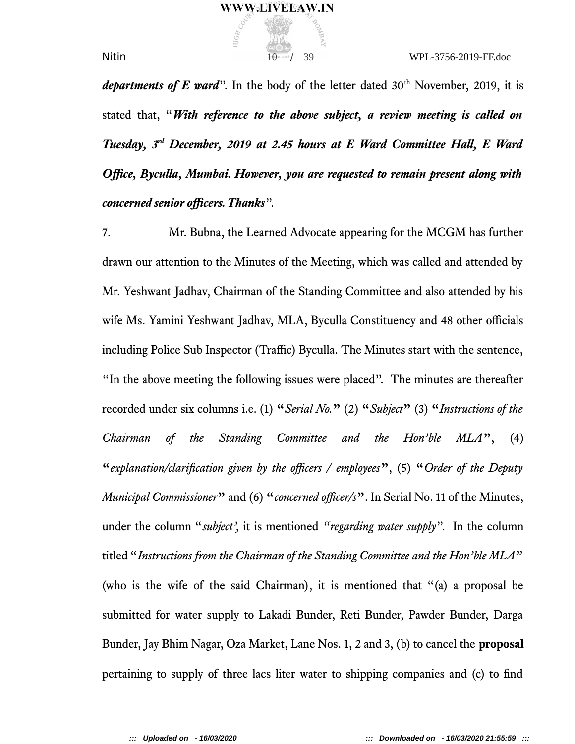***departments of E ward***". In the body of the letter dated 30th November, 2019, it is stated that, "***With reference to the above subject, a review meeting is called on Tuesday, 3rd December, 2019 at 2.45 hours at E Ward Committee Hall, E Ward Office, Byculla, Mumbai. However, you are requested to remain present along with concerned senior officers. Thanks***".

7. Mr. Bubna, the Learned Advocate appearing for the MCGM has further drawn our attention to the Minutes of the Meeting, which was called and attended by Mr. Yeshwant Jadhav, Chairman of the Standing Committee and also attended by his wife Ms. Yamini Yeshwant Jadhav, MLA, Byculla Constituency and 48 other officials including Police Sub Inspector (Traffic) Byculla. The Minutes start with the sentence, "In the above meeting the following issues were placed". The minutes are thereafter recorded under six columns i.e. (1) **"***Serial No.***"** (2) **"***Subject***"** (3) **"***Instructions of the Chairman of the Standing Committee and the Hon'ble MLA***"**, (4) **"***explanation/clarification given by the officers / employees***"**, (5) **"***Order of the Deputy Municipal Commissioner***"** and (6) **"***concerned officer/s***"**. In Serial No. 11 of the Minutes, under the column "*subject',* it is mentioned *"regarding water supply"*. In the column titled "*Instructions from the Chairman of the Standing Committee and the Hon'ble MLA"* (who is the wife of the said Chairman), it is mentioned that "(a) a proposal be submitted for water supply to Lakadi Bunder, Reti Bunder, Pawder Bunder, Darga Bunder, Jay Bhim Nagar, Oza Market, Lane Nos. 1, 2 and 3, (b) to cancel the **proposal** pertaining to supply of three lacs liter water to shipping companies and (c) to find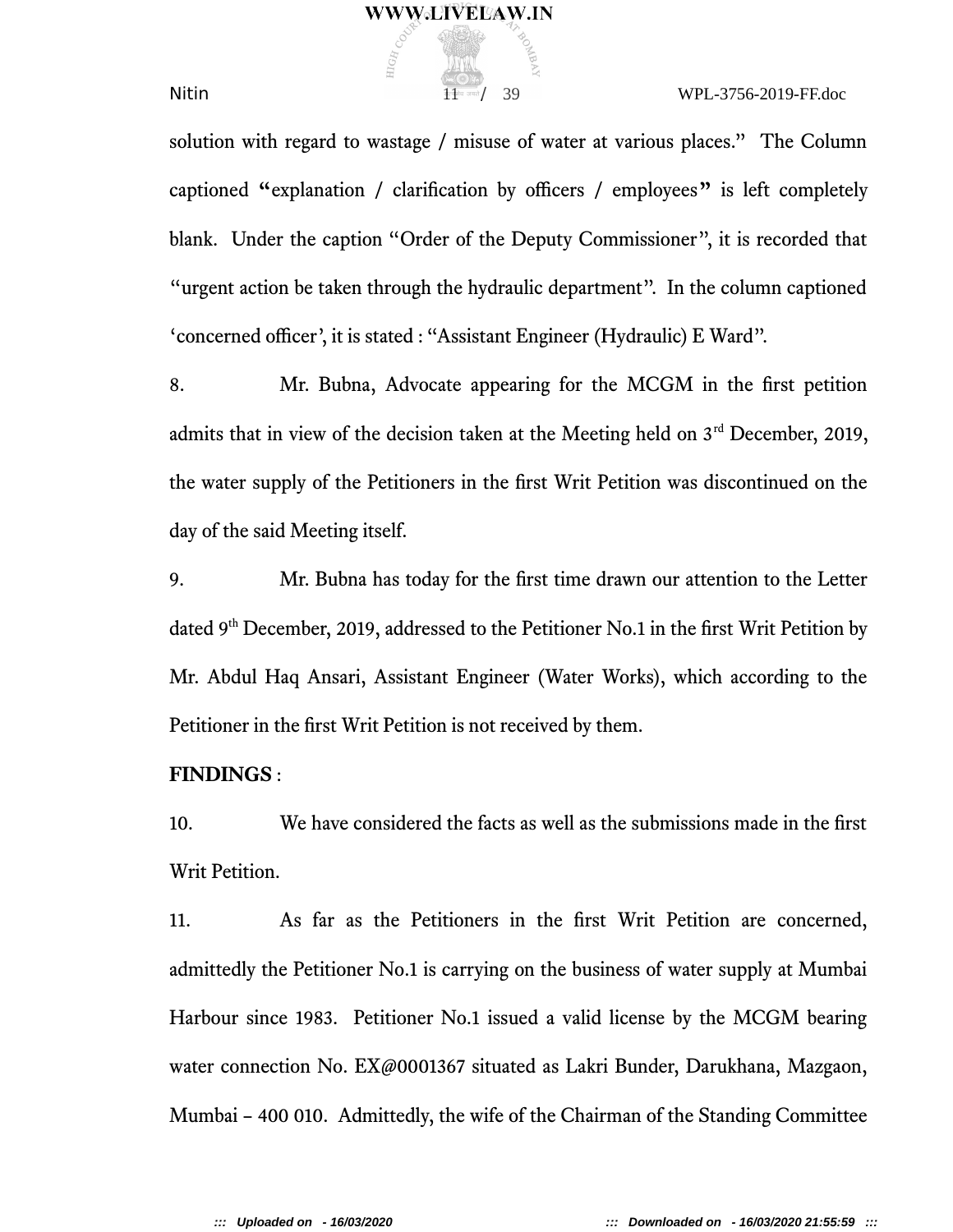solution with regard to wastage / misuse of water at various places." The Column captioned **"**explanation / clarification by officers / employees**"** is left completely blank. Under the caption "Order of the Deputy Commissioner", it is recorded that "urgent action be taken through the hydraulic department". In the column captioned 'concerned officer', it is stated : "Assistant Engineer (Hydraulic) E Ward".

8. Mr. Bubna, Advocate appearing for the MCGM in the first petition admits that in view of the decision taken at the Meeting held on 3rd December, 2019, the water supply of the Petitioners in the first Writ Petition was discontinued on the day of the said Meeting itself.

9. Mr. Bubna has today for the first time drawn our attention to the Letter dated 9th December, 2019, addressed to the Petitioner No.1 in the first Writ Petition by Mr. Abdul Haq Ansari, Assistant Engineer (Water Works), which according to the Petitioner in the first Writ Petition is not received by them.

**FINDINGS** :

10. We have considered the facts as well as the submissions made in the first Writ Petition.

11. As far as the Petitioners in the first Writ Petition are concerned, admittedly the Petitioner No.1 is carrying on the business of water supply at Mumbai Harbour since 1983. Petitioner No.1 issued a valid license by the MCGM bearing water connection No. EX@0001367 situated as Lakri Bunder, Darukhana, Mazgaon, Mumbai – 400 010. Admittedly, the wife of the Chairman of the Standing Committee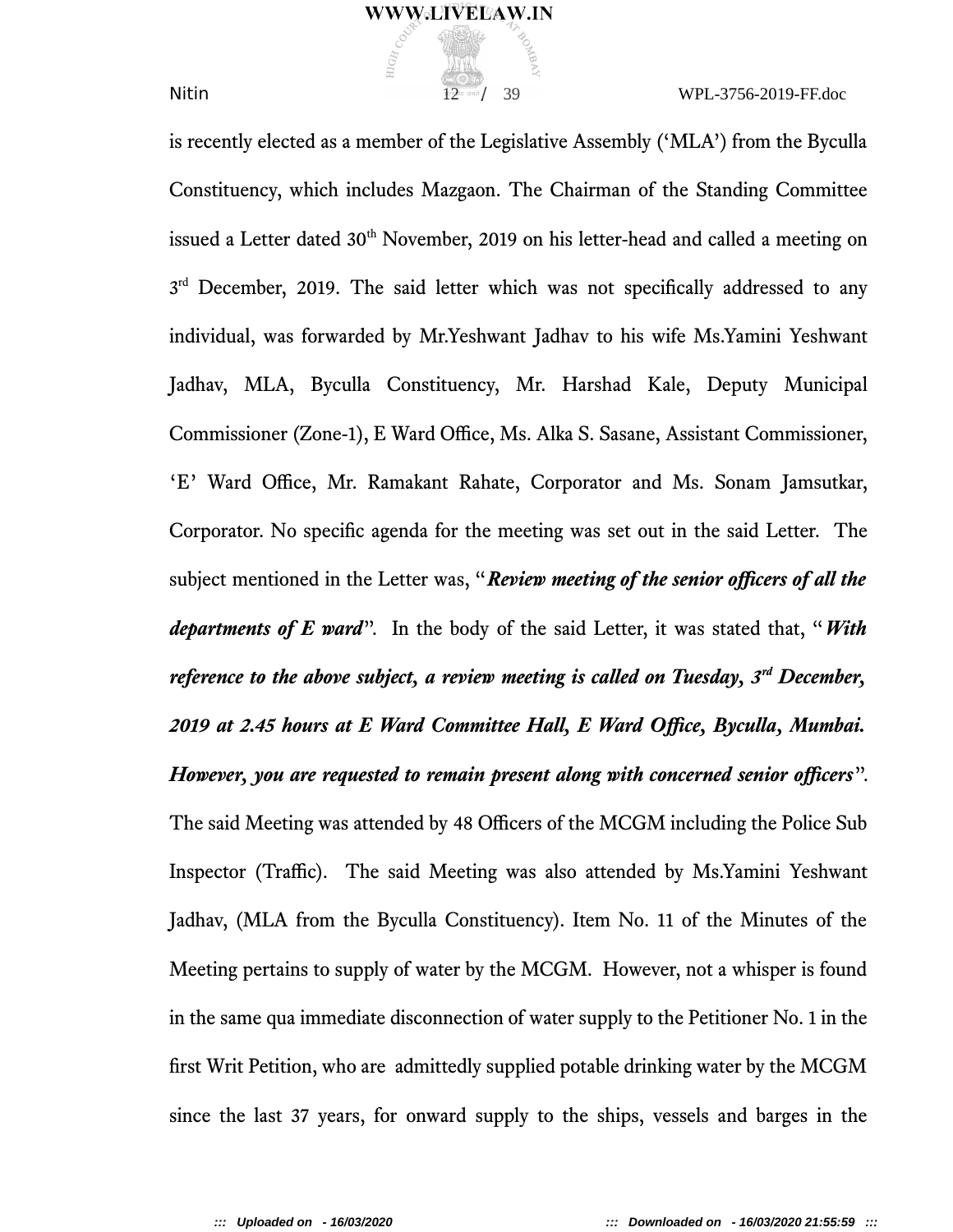is recently elected as a member of the Legislative Assembly ('MLA') from the Byculla Constituency, which includes Mazgaon. The Chairman of the Standing Committee issued a Letter dated 30th November, 2019 on his letter-head and called a meeting on 3rd December, 2019. The said letter which was not specifically addressed to any individual, was forwarded by Mr.Yeshwant Jadhav to his wife Ms.Yamini Yeshwant Jadhav, MLA, Byculla Constituency, Mr. Harshad Kale, Deputy Municipal Commissioner (Zone-1), E Ward Office, Ms. Alka S. Sasane, Assistant Commissioner, 'E' Ward Office, Mr. Ramakant Rahate, Corporator and Ms. Sonam Jamsutkar, Corporator. No specific agenda for the meeting was set out in the said Letter. The subject mentioned in the Letter was, "***Review meeting of the senior officers of all the departments of E ward***". In the body of the said Letter, it was stated that, "***With reference to the above subject, a review meeting is called on Tuesday, 3rd December, 2019 at 2.45 hours at E Ward Committee Hall, E Ward Office, Byculla, Mumbai. However, you are requested to remain present along with concerned senior officers***". The said Meeting was attended by 48 Officers of the MCGM including the Police Sub Inspector (Traffic). The said Meeting was also attended by Ms.Yamini Yeshwant Jadhav, (MLA from the Byculla Constituency). Item No. 11 of the Minutes of the Meeting pertains to supply of water by the MCGM. However, not a whisper is found in the same qua immediate disconnection of water supply to the Petitioner No. 1 in the first Writ Petition, who are admittedly supplied potable drinking water by the MCGM since the last 37 years, for onward supply to the ships, vessels and barges in the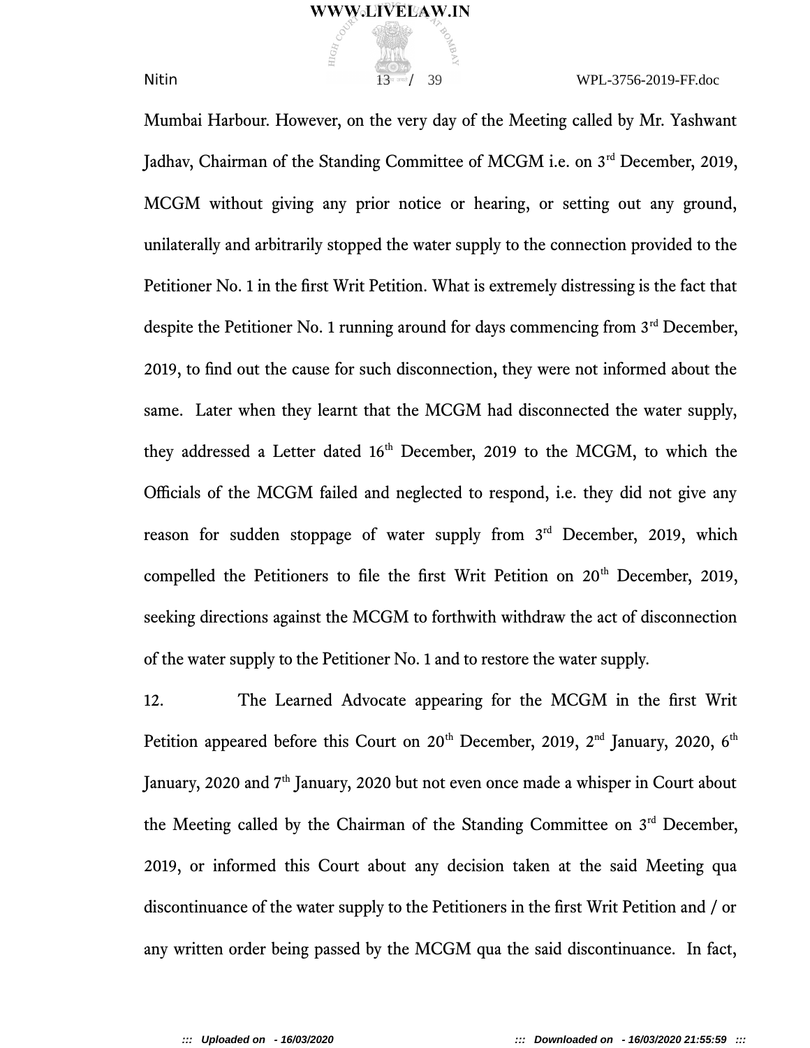Mumbai Harbour. However, on the very day of the Meeting called by Mr. Yashwant Jadhav, Chairman of the Standing Committee of MCGM i.e. on 3rd December, 2019, MCGM without giving any prior notice or hearing, or setting out any ground, unilaterally and arbitrarily stopped the water supply to the connection provided to the Petitioner No. 1 in the first Writ Petition. What is extremely distressing is the fact that despite the Petitioner No. 1 running around for days commencing from 3rd December, 2019, to find out the cause for such disconnection, they were not informed about the same. Later when they learnt that the MCGM had disconnected the water supply, they addressed a Letter dated 16th December, 2019 to the MCGM, to which the Officials of the MCGM failed and neglected to respond, i.e. they did not give any reason for sudden stoppage of water supply from 3rd December, 2019, which compelled the Petitioners to file the first Writ Petition on 20th December, 2019, seeking directions against the MCGM to forthwith withdraw the act of disconnection of the water supply to the Petitioner No. 1 and to restore the water supply.

12. The Learned Advocate appearing for the MCGM in the first Writ Petition appeared before this Court on 20th December, 2019, 2nd January, 2020, 6th January, 2020 and 7th January, 2020 but not even once made a whisper in Court about the Meeting called by the Chairman of the Standing Committee on 3rd December, 2019, or informed this Court about any decision taken at the said Meeting qua discontinuance of the water supply to the Petitioners in the first Writ Petition and / or any written order being passed by the MCGM qua the said discontinuance. In fact,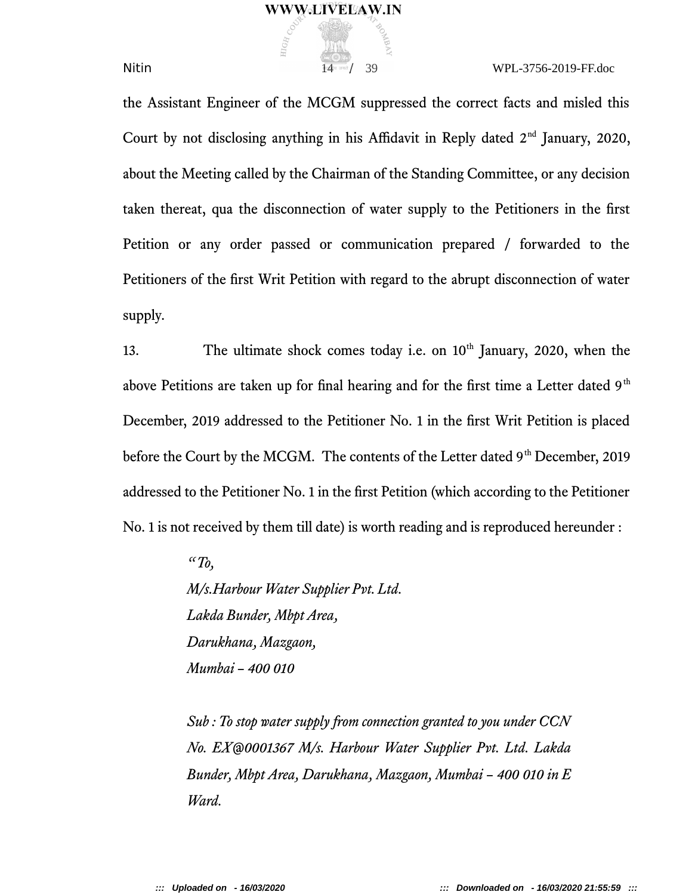the Assistant Engineer of the MCGM suppressed the correct facts and misled this Court by not disclosing anything in his Affidavit in Reply dated 2nd January, 2020, about the Meeting called by the Chairman of the Standing Committee, or any decision taken thereat, qua the disconnection of water supply to the Petitioners in the first Petition or any order passed or communication prepared / forwarded to the Petitioners of the first Writ Petition with regard to the abrupt disconnection of water supply.

13. The ultimate shock comes today i.e. on 10th January, 2020, when the above Petitions are taken up for final hearing and for the first time a Letter dated 9th December, 2019 addressed to the Petitioner No. 1 in the first Writ Petition is placed before the Court by the MCGM. The contents of the Letter dated 9th December, 2019 addressed to the Petitioner No. 1 in the first Petition (which according to the Petitioner No. 1 is not received by them till date) is worth reading and is reproduced hereunder :

> *"To,*
> *M/s.Harbour Water Supplier Pvt. Ltd.*
> *Lakda Bunder, Mbpt Area,*
> *Darukhana, Mazgaon,*
> *Mumbai – 400 010*
>
> *Sub : To stop water supply from connection granted to you under CCN No. EX@0001367 M/s. Harbour Water Supplier Pvt. Ltd. Lakda Bunder, Mbpt Area, Darukhana, Mazgaon, Mumbai – 400 010 in E Ward.*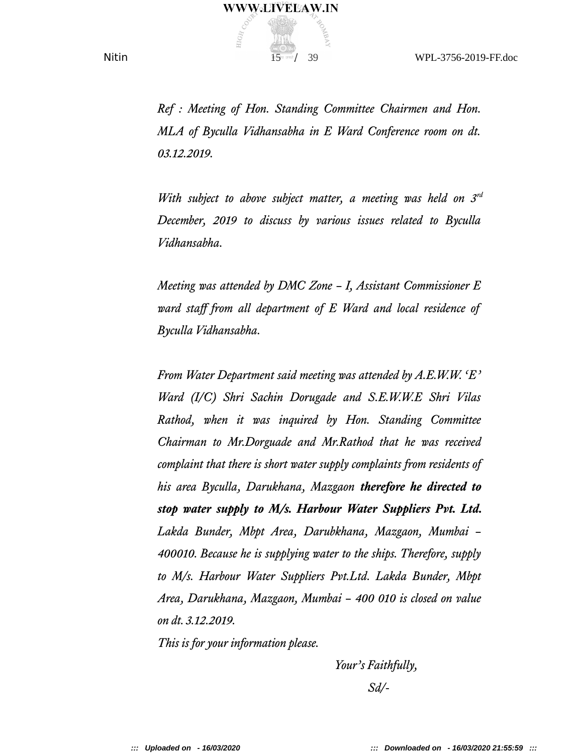*Ref : Meeting of Hon. Standing Committee Chairmen and Hon. MLA of Byculla Vidhansabha in E Ward Conference room on dt. 03.12.2019.*

*With subject to above subject matter, a meeting was held on 3rd December, 2019 to discuss by various issues related to Byculla Vidhansabha.*

*Meeting was attended by DMC Zone – I, Assistant Commissioner E ward staff from all department of E Ward and local residence of Byculla Vidhansabha.*

*From Water Department said meeting was attended by A.E.W.W. 'E' Ward (I/C) Shri Sachin Dorugade and S.E.W.W.E Shri Vilas Rathod, when it was inquired by Hon. Standing Committee Chairman to Mr.Dorguade and Mr.Rathod that he was received complaint that there is short water supply complaints from residents of his area Byculla, Darukhana, Mazgaon **therefore he directed to stop water supply to M/s. Harbour Water Suppliers Pvt. Ltd.** Lakda Bunder, Mbpt Area, Darubkhana, Mazgaon, Mumbai – 400010. Because he is supplying water to the ships. Therefore, supply to M/s. Harbour Water Suppliers Pvt.Ltd. Lakda Bunder, Mbpt Area, Darukhana, Mazgaon, Mumbai – 400 010 is closed on value on dt. 3.12.2019.*

*This is for your information please.*

*Your's Faithfully,*

*Sd/-*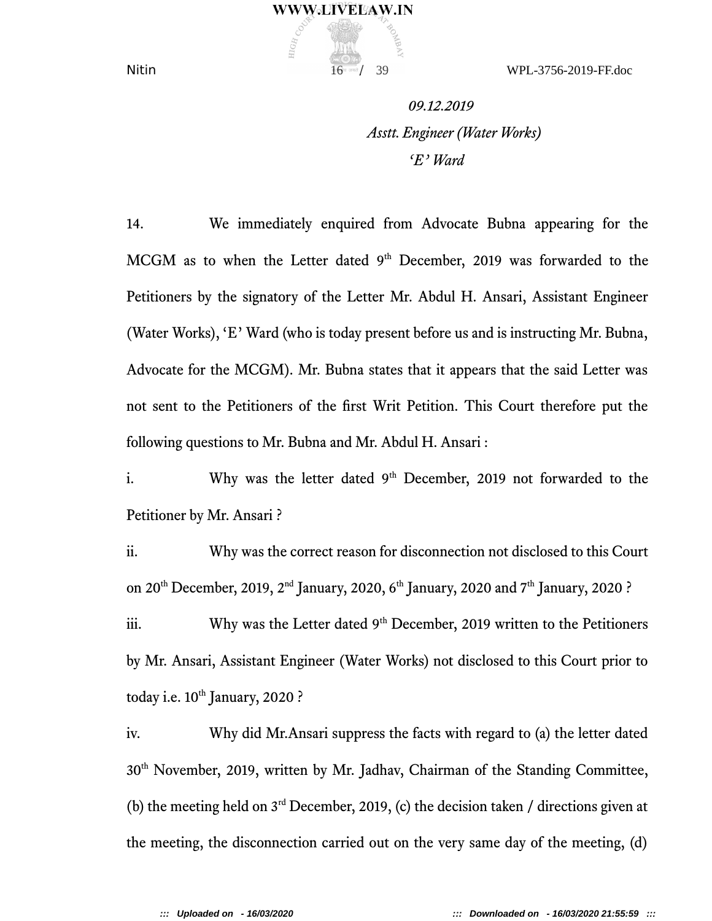*09.12.2019*
*Asstt. Engineer (Water Works)*
*'E' Ward*

14. We immediately enquired from Advocate Bubna appearing for the MCGM as to when the Letter dated 9th December, 2019 was forwarded to the Petitioners by the signatory of the Letter Mr. Abdul H. Ansari, Assistant Engineer (Water Works), 'E' Ward (who is today present before us and is instructing Mr. Bubna, Advocate for the MCGM). Mr. Bubna states that it appears that the said Letter was not sent to the Petitioners of the first Writ Petition. This Court therefore put the following questions to Mr. Bubna and Mr. Abdul H. Ansari :

i. Why was the letter dated 9th December, 2019 not forwarded to the Petitioner by Mr. Ansari ?

ii. Why was the correct reason for disconnection not disclosed to this Court on 20th December, 2019, 2nd January, 2020, 6th January, 2020 and 7th January, 2020 ?

iii. Why was the Letter dated 9th December, 2019 written to the Petitioners by Mr. Ansari, Assistant Engineer (Water Works) not disclosed to this Court prior to today i.e. 10th January, 2020 ?

iv. Why did Mr.Ansari suppress the facts with regard to (a) the letter dated 30th November, 2019, written by Mr. Jadhav, Chairman of the Standing Committee, (b) the meeting held on 3rd December, 2019, (c) the decision taken / directions given at the meeting, the disconnection carried out on the very same day of the meeting, (d)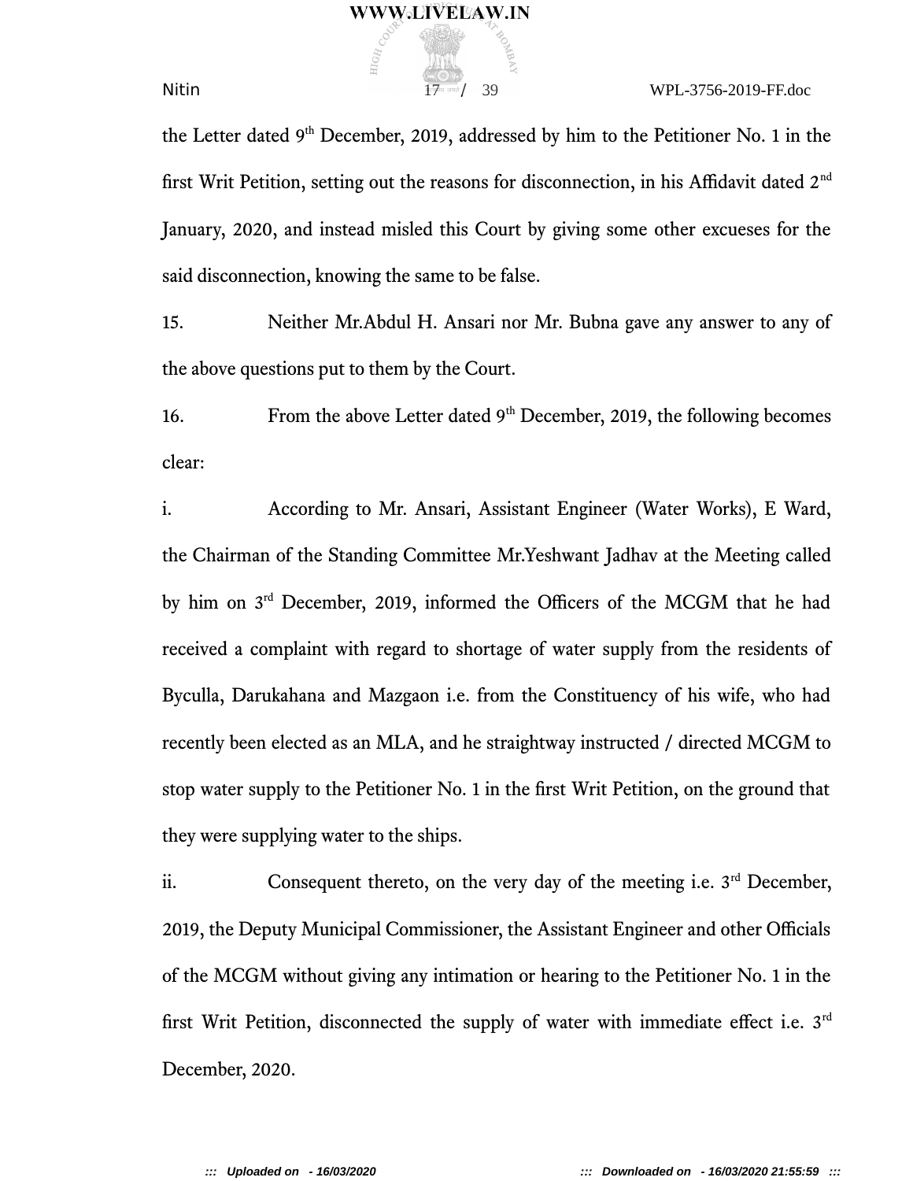the Letter dated 9th December, 2019, addressed by him to the Petitioner No. 1 in the first Writ Petition, setting out the reasons for disconnection, in his Affidavit dated 2nd January, 2020, and instead misled this Court by giving some other excueses for the said disconnection, knowing the same to be false.

15. Neither Mr.Abdul H. Ansari nor Mr. Bubna gave any answer to any of the above questions put to them by the Court.

16. From the above Letter dated 9th December, 2019, the following becomes clear:

i. According to Mr. Ansari, Assistant Engineer (Water Works), E Ward, the Chairman of the Standing Committee Mr.Yeshwant Jadhav at the Meeting called by him on 3rd December, 2019, informed the Officers of the MCGM that he had received a complaint with regard to shortage of water supply from the residents of Byculla, Darukahana and Mazgaon i.e. from the Constituency of his wife, who had recently been elected as an MLA, and he straightway instructed / directed MCGM to stop water supply to the Petitioner No. 1 in the first Writ Petition, on the ground that they were supplying water to the ships.

ii. Consequent thereto, on the very day of the meeting i.e. 3rd December, 2019, the Deputy Municipal Commissioner, the Assistant Engineer and other Officials of the MCGM without giving any intimation or hearing to the Petitioner No. 1 in the first Writ Petition, disconnected the supply of water with immediate effect i.e. 3rd December, 2020.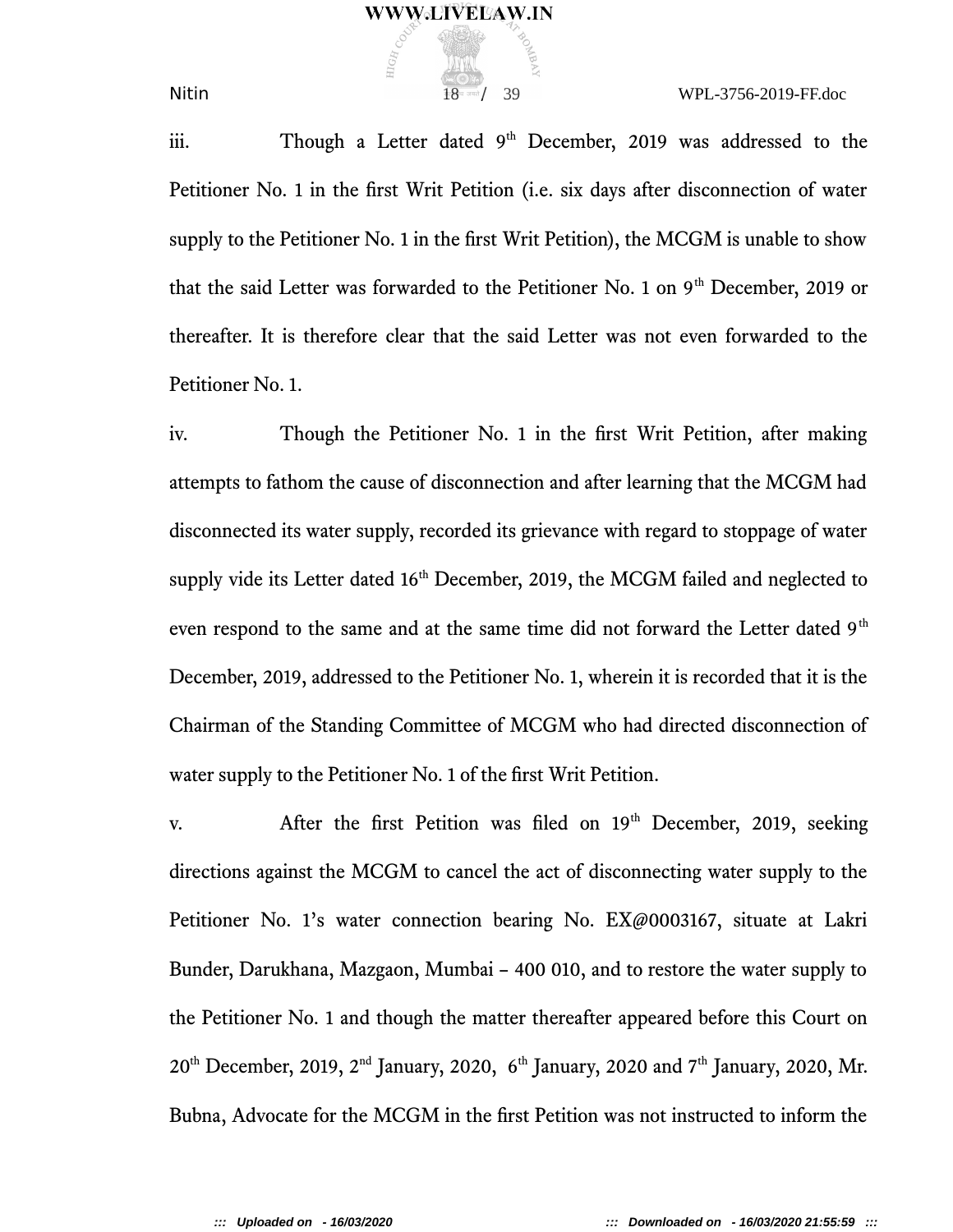iii. Though a Letter dated 9th December, 2019 was addressed to the Petitioner No. 1 in the first Writ Petition (i.e. six days after disconnection of water supply to the Petitioner No. 1 in the first Writ Petition), the MCGM is unable to show that the said Letter was forwarded to the Petitioner No. 1 on 9th December, 2019 or thereafter. It is therefore clear that the said Letter was not even forwarded to the Petitioner No. 1.

iv. Though the Petitioner No. 1 in the first Writ Petition, after making attempts to fathom the cause of disconnection and after learning that the MCGM had disconnected its water supply, recorded its grievance with regard to stoppage of water supply vide its Letter dated 16th December, 2019, the MCGM failed and neglected to even respond to the same and at the same time did not forward the Letter dated 9th December, 2019, addressed to the Petitioner No. 1, wherein it is recorded that it is the Chairman of the Standing Committee of MCGM who had directed disconnection of water supply to the Petitioner No. 1 of the first Writ Petition.

v. After the first Petition was filed on 19th December, 2019, seeking directions against the MCGM to cancel the act of disconnecting water supply to the Petitioner No. 1's water connection bearing No. EX@0003167, situate at Lakri Bunder, Darukhana, Mazgaon, Mumbai – 400 010, and to restore the water supply to the Petitioner No. 1 and though the matter thereafter appeared before this Court on 20th December, 2019, 2nd January, 2020, 6th January, 2020 and 7th January, 2020, Mr. Bubna, Advocate for the MCGM in the first Petition was not instructed to inform the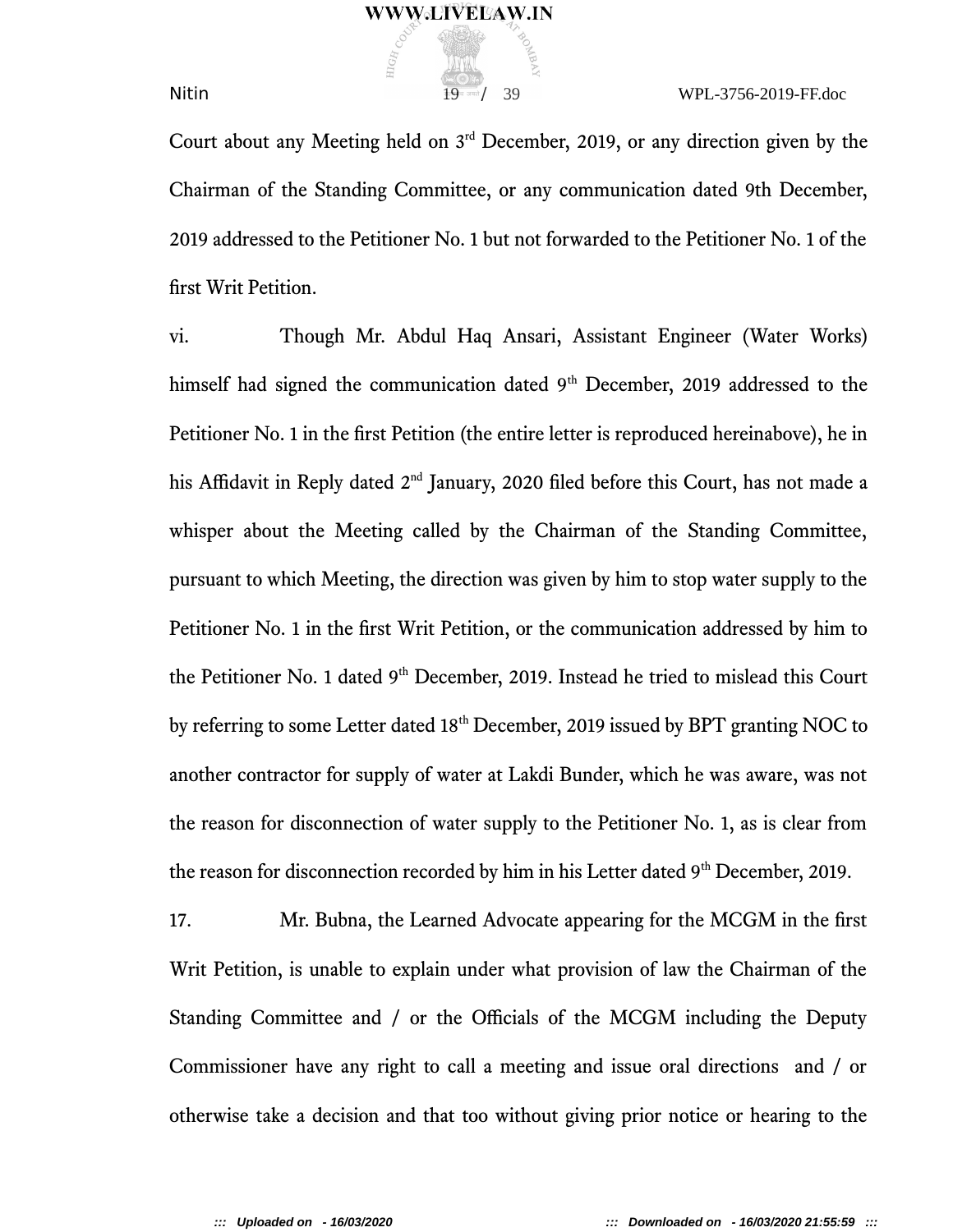Court about any Meeting held on 3rd December, 2019, or any direction given by the Chairman of the Standing Committee, or any communication dated 9th December, 2019 addressed to the Petitioner No. 1 but not forwarded to the Petitioner No. 1 of the first Writ Petition.

vi. Though Mr. Abdul Haq Ansari, Assistant Engineer (Water Works) himself had signed the communication dated 9th December, 2019 addressed to the Petitioner No. 1 in the first Petition (the entire letter is reproduced hereinabove), he in his Affidavit in Reply dated 2nd January, 2020 filed before this Court, has not made a whisper about the Meeting called by the Chairman of the Standing Committee, pursuant to which Meeting, the direction was given by him to stop water supply to the Petitioner No. 1 in the first Writ Petition, or the communication addressed by him to the Petitioner No. 1 dated 9th December, 2019. Instead he tried to mislead this Court by referring to some Letter dated 18th December, 2019 issued by BPT granting NOC to another contractor for supply of water at Lakdi Bunder, which he was aware, was not the reason for disconnection of water supply to the Petitioner No. 1, as is clear from the reason for disconnection recorded by him in his Letter dated 9th December, 2019.

17. Mr. Bubna, the Learned Advocate appearing for the MCGM in the first Writ Petition, is unable to explain under what provision of law the Chairman of the Standing Committee and / or the Officials of the MCGM including the Deputy Commissioner have any right to call a meeting and issue oral directions and / or otherwise take a decision and that too without giving prior notice or hearing to the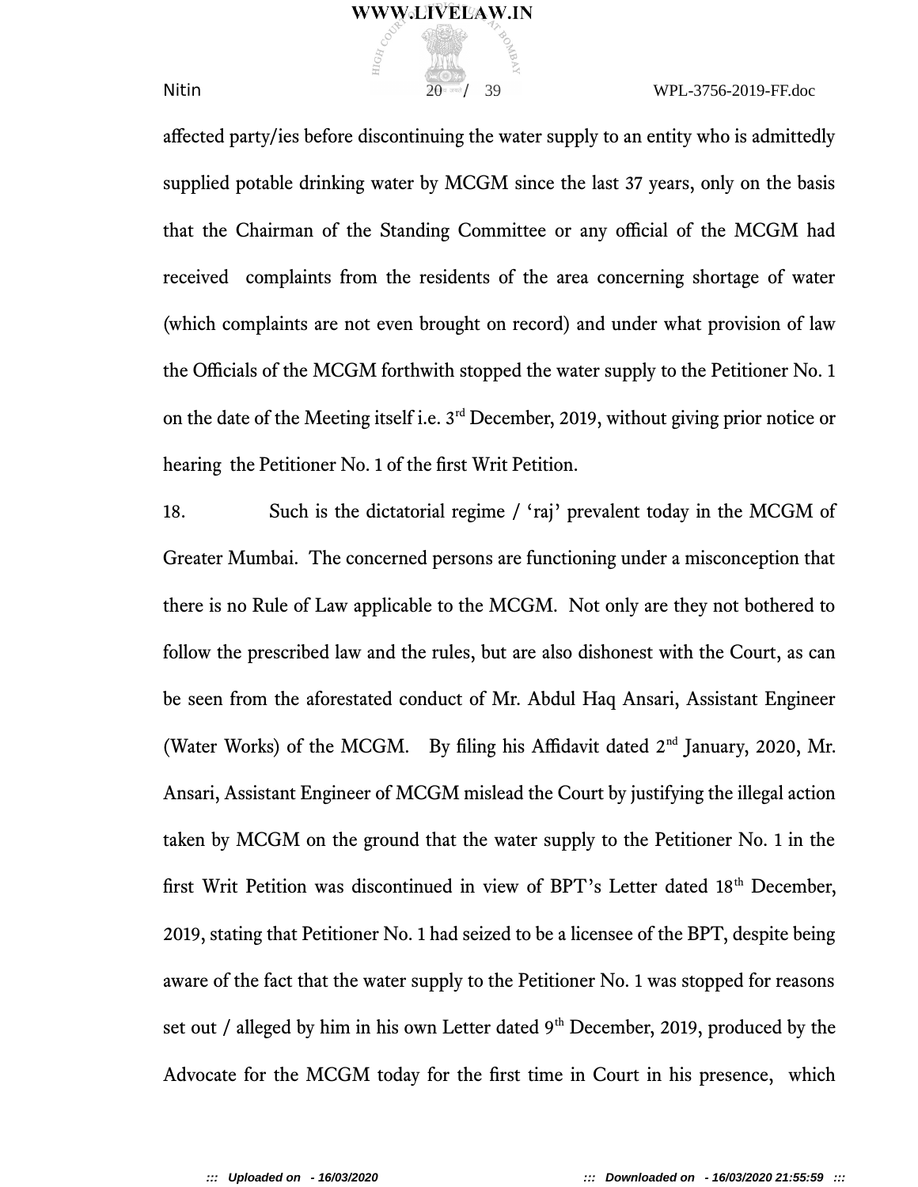affected party/ies before discontinuing the water supply to an entity who is admittedly supplied potable drinking water by MCGM since the last 37 years, only on the basis that the Chairman of the Standing Committee or any official of the MCGM had received complaints from the residents of the area concerning shortage of water (which complaints are not even brought on record) and under what provision of law the Officials of the MCGM forthwith stopped the water supply to the Petitioner No. 1 on the date of the Meeting itself i.e. 3rd December, 2019, without giving prior notice or hearing the Petitioner No. 1 of the first Writ Petition.

18. Such is the dictatorial regime / 'raj' prevalent today in the MCGM of Greater Mumbai. The concerned persons are functioning under a misconception that there is no Rule of Law applicable to the MCGM. Not only are they not bothered to follow the prescribed law and the rules, but are also dishonest with the Court, as can be seen from the aforestated conduct of Mr. Abdul Haq Ansari, Assistant Engineer (Water Works) of the MCGM. By filing his Affidavit dated 2nd January, 2020, Mr. Ansari, Assistant Engineer of MCGM mislead the Court by justifying the illegal action taken by MCGM on the ground that the water supply to the Petitioner No. 1 in the first Writ Petition was discontinued in view of BPT's Letter dated 18th December, 2019, stating that Petitioner No. 1 had seized to be a licensee of the BPT, despite being aware of the fact that the water supply to the Petitioner No. 1 was stopped for reasons set out / alleged by him in his own Letter dated 9th December, 2019, produced by the Advocate for the MCGM today for the first time in Court in his presence, which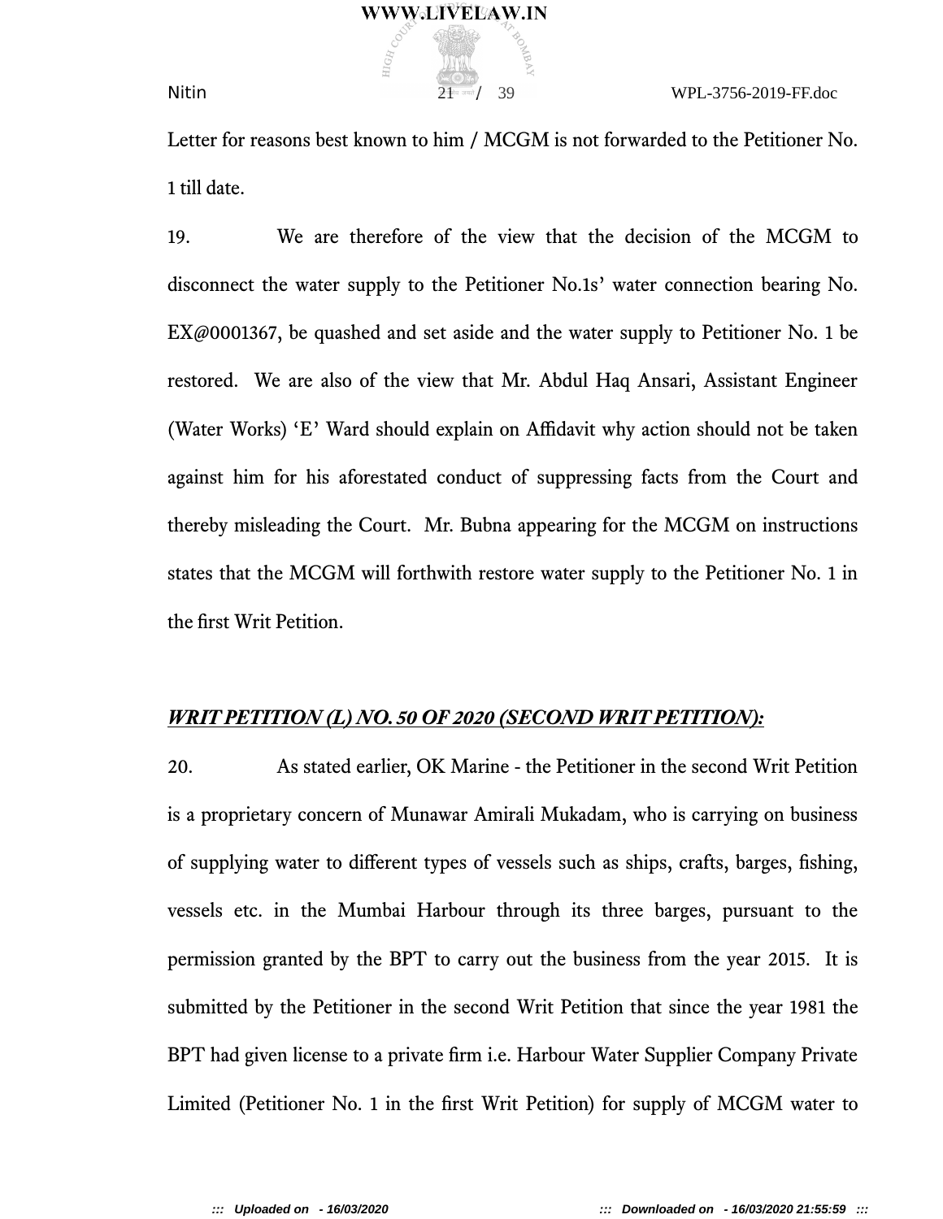Letter for reasons best known to him / MCGM is not forwarded to the Petitioner No. 1 till date.

19. We are therefore of the view that the decision of the MCGM to disconnect the water supply to the Petitioner No.1s' water connection bearing No. EX@0001367, be quashed and set aside and the water supply to Petitioner No. 1 be restored. We are also of the view that Mr. Abdul Haq Ansari, Assistant Engineer (Water Works) 'E' Ward should explain on Affidavit why action should not be taken against him for his aforestated conduct of suppressing facts from the Court and thereby misleading the Court. Mr. Bubna appearing for the MCGM on instructions states that the MCGM will forthwith restore water supply to the Petitioner No. 1 in the first Writ Petition.

***WRIT PETITION (L) NO. 50 OF 2020 (SECOND WRIT PETITION):***

20. As stated earlier, OK Marine - the Petitioner in the second Writ Petition is a proprietary concern of Munawar Amirali Mukadam, who is carrying on business of supplying water to different types of vessels such as ships, crafts, barges, fishing, vessels etc. in the Mumbai Harbour through its three barges, pursuant to the permission granted by the BPT to carry out the business from the year 2015. It is submitted by the Petitioner in the second Writ Petition that since the year 1981 the BPT had given license to a private firm i.e. Harbour Water Supplier Company Private Limited (Petitioner No. 1 in the first Writ Petition) for supply of MCGM water to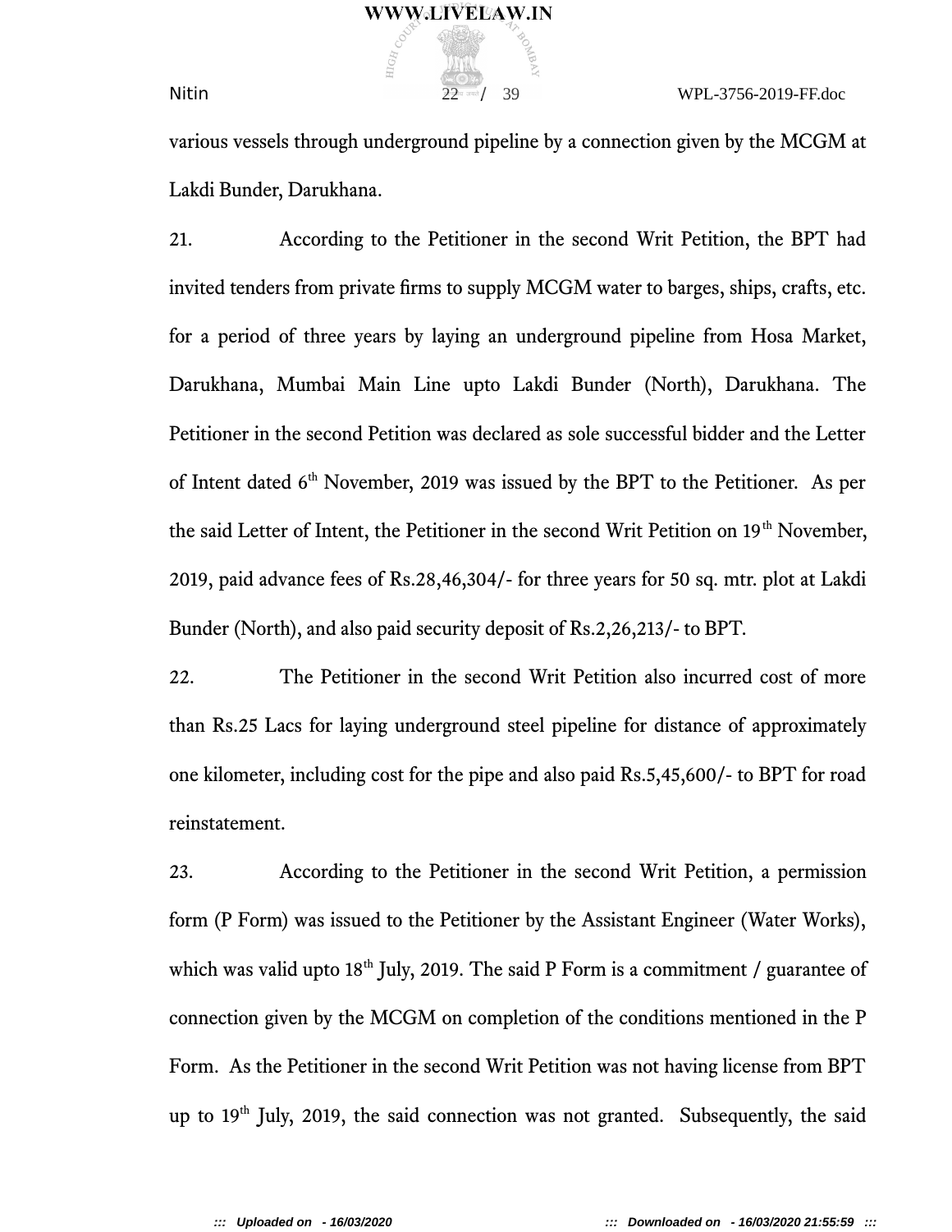various vessels through underground pipeline by a connection given by the MCGM at Lakdi Bunder, Darukhana.

21. According to the Petitioner in the second Writ Petition, the BPT had invited tenders from private firms to supply MCGM water to barges, ships, crafts, etc. for a period of three years by laying an underground pipeline from Hosa Market, Darukhana, Mumbai Main Line upto Lakdi Bunder (North), Darukhana. The Petitioner in the second Petition was declared as sole successful bidder and the Letter of Intent dated 6th November, 2019 was issued by the BPT to the Petitioner. As per the said Letter of Intent, the Petitioner in the second Writ Petition on 19th November, 2019, paid advance fees of Rs.28,46,304/- for three years for 50 sq. mtr. plot at Lakdi Bunder (North), and also paid security deposit of Rs.2,26,213/- to BPT.

22. The Petitioner in the second Writ Petition also incurred cost of more than Rs.25 Lacs for laying underground steel pipeline for distance of approximately one kilometer, including cost for the pipe and also paid Rs.5,45,600/- to BPT for road reinstatement.

23. According to the Petitioner in the second Writ Petition, a permission form (P Form) was issued to the Petitioner by the Assistant Engineer (Water Works), which was valid upto 18th July, 2019. The said P Form is a commitment / guarantee of connection given by the MCGM on completion of the conditions mentioned in the P Form. As the Petitioner in the second Writ Petition was not having license from BPT up to 19th July, 2019, the said connection was not granted. Subsequently, the said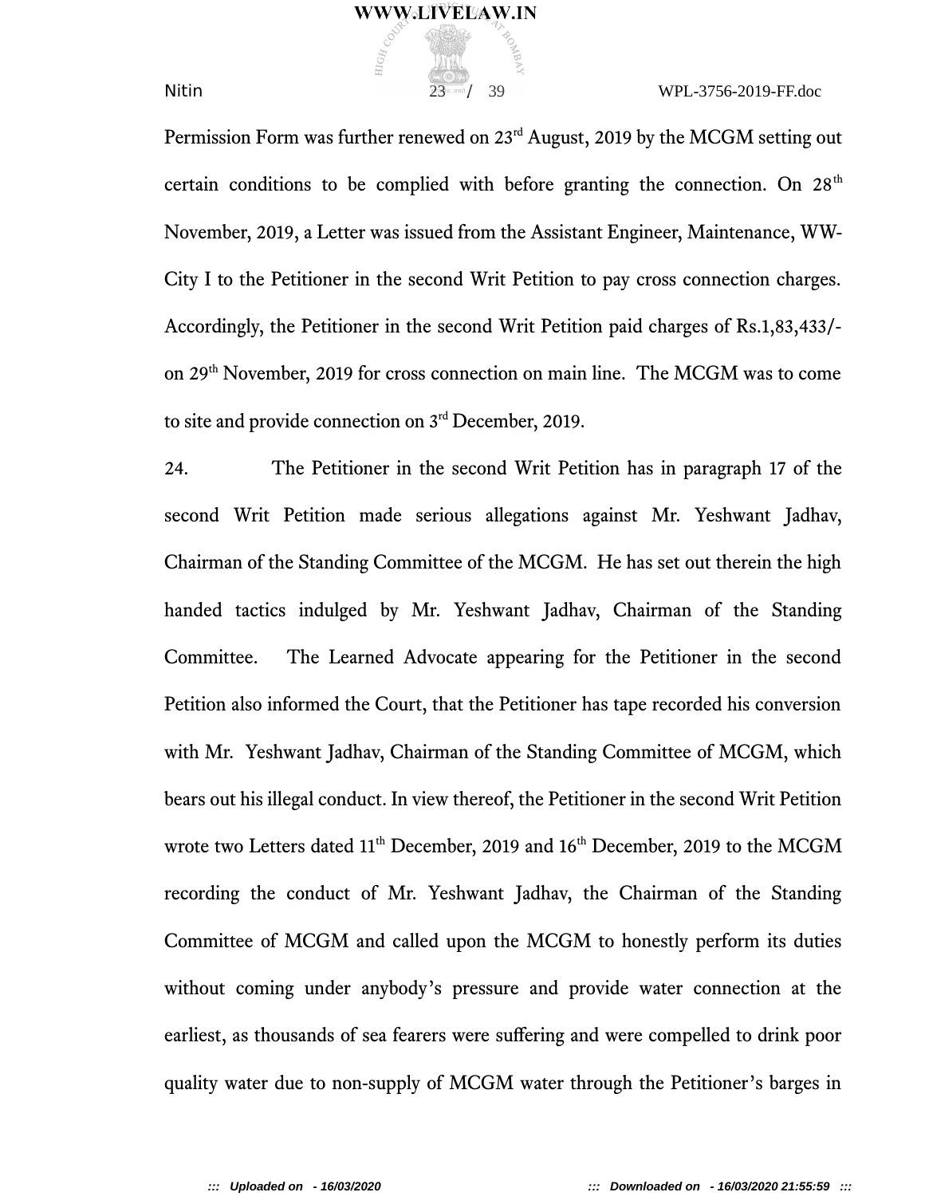Permission Form was further renewed on 23rd August, 2019 by the MCGM setting out certain conditions to be complied with before granting the connection. On 28th November, 2019, a Letter was issued from the Assistant Engineer, Maintenance, WW-City I to the Petitioner in the second Writ Petition to pay cross connection charges. Accordingly, the Petitioner in the second Writ Petition paid charges of Rs.1,83,433/- on 29th November, 2019 for cross connection on main line. The MCGM was to come to site and provide connection on 3rd December, 2019.

24. The Petitioner in the second Writ Petition has in paragraph 17 of the second Writ Petition made serious allegations against Mr. Yeshwant Jadhav, Chairman of the Standing Committee of the MCGM. He has set out therein the high handed tactics indulged by Mr. Yeshwant Jadhav, Chairman of the Standing Committee. The Learned Advocate appearing for the Petitioner in the second Petition also informed the Court, that the Petitioner has tape recorded his conversion with Mr. Yeshwant Jadhav, Chairman of the Standing Committee of MCGM, which bears out his illegal conduct. In view thereof, the Petitioner in the second Writ Petition wrote two Letters dated 11th December, 2019 and 16th December, 2019 to the MCGM recording the conduct of Mr. Yeshwant Jadhav, the Chairman of the Standing Committee of MCGM and called upon the MCGM to honestly perform its duties without coming under anybody's pressure and provide water connection at the earliest, as thousands of sea fearers were suffering and were compelled to drink poor quality water due to non-supply of MCGM water through the Petitioner's barges in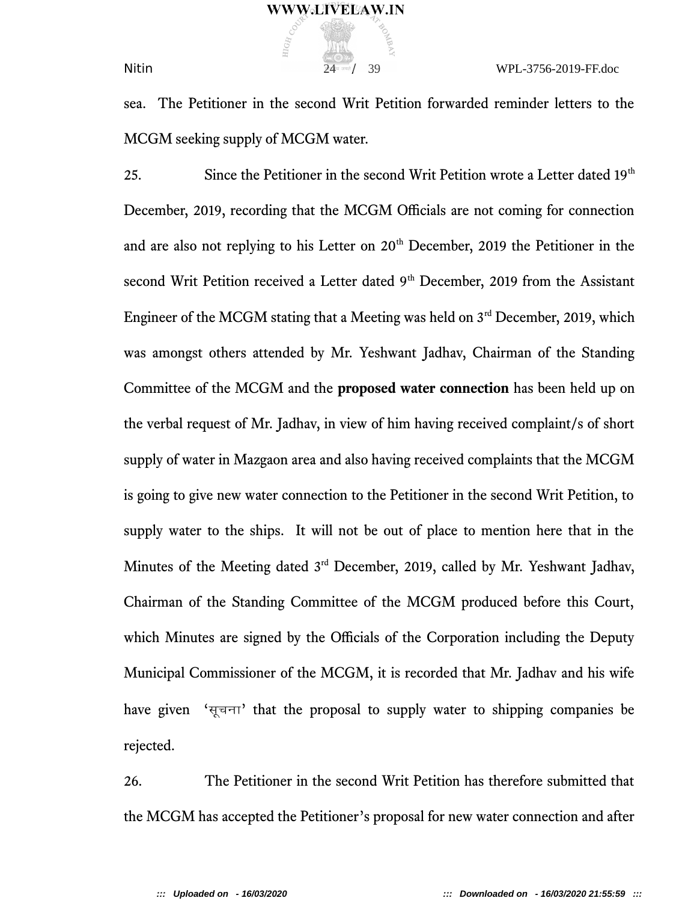sea. The Petitioner in the second Writ Petition forwarded reminder letters to the MCGM seeking supply of MCGM water.

25. Since the Petitioner in the second Writ Petition wrote a Letter dated 19th December, 2019, recording that the MCGM Officials are not coming for connection and are also not replying to his Letter on 20th December, 2019 the Petitioner in the second Writ Petition received a Letter dated 9th December, 2019 from the Assistant Engineer of the MCGM stating that a Meeting was held on 3rd December, 2019, which was amongst others attended by Mr. Yeshwant Jadhav, Chairman of the Standing Committee of the MCGM and the **proposed water connection** has been held up on the verbal request of Mr. Jadhav, in view of him having received complaint/s of short supply of water in Mazgaon area and also having received complaints that the MCGM is going to give new water connection to the Petitioner in the second Writ Petition, to supply water to the ships. It will not be out of place to mention here that in the Minutes of the Meeting dated 3rd December, 2019, called by Mr. Yeshwant Jadhav, Chairman of the Standing Committee of the MCGM produced before this Court, which Minutes are signed by the Officials of the Corporation including the Deputy Municipal Commissioner of the MCGM, it is recorded that Mr. Jadhav and his wife have given 'सूचना' that the proposal to supply water to shipping companies be rejected.

26. The Petitioner in the second Writ Petition has therefore submitted that the MCGM has accepted the Petitioner's proposal for new water connection and after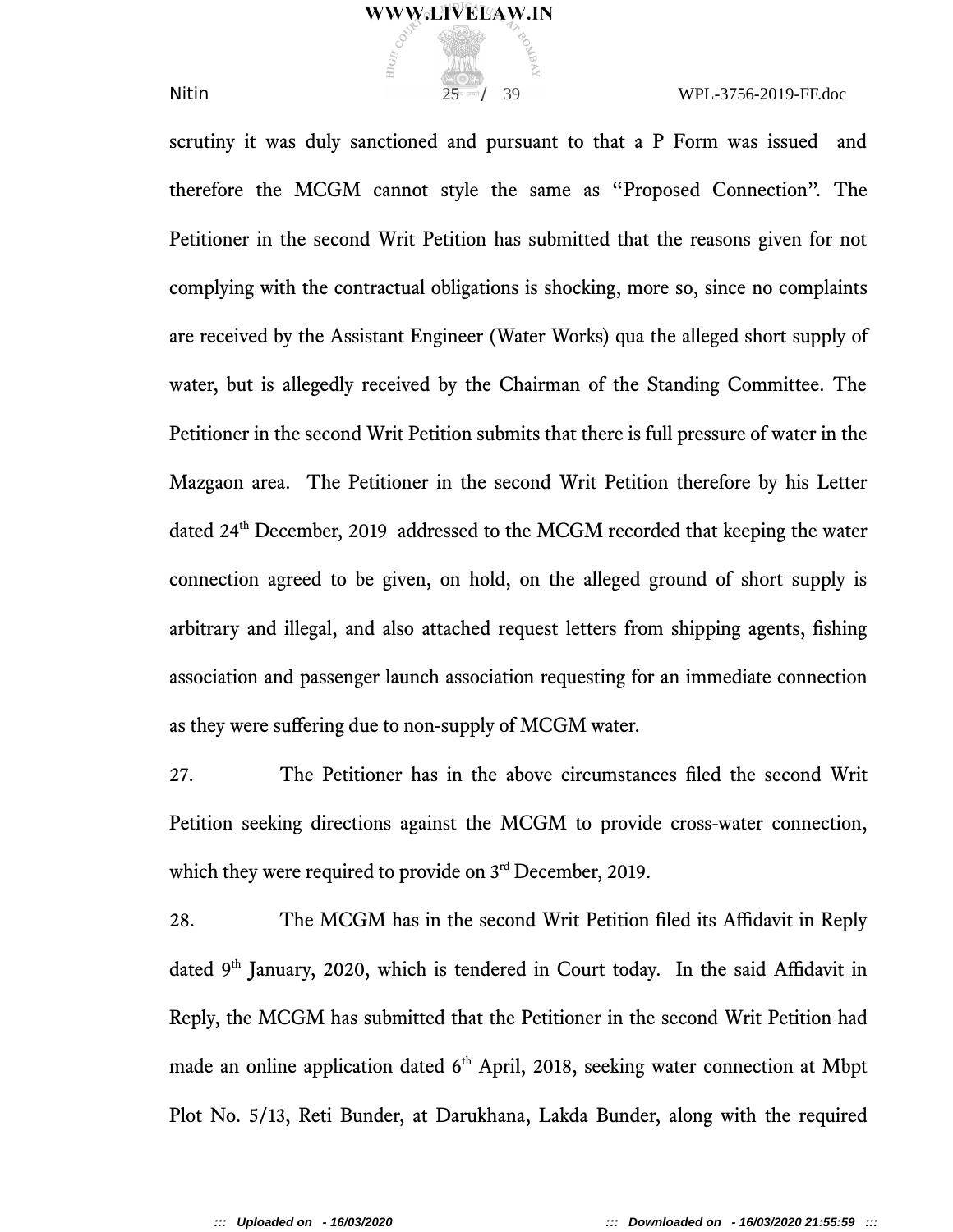scrutiny it was duly sanctioned and pursuant to that a P Form was issued and therefore the MCGM cannot style the same as "Proposed Connection". The Petitioner in the second Writ Petition has submitted that the reasons given for not complying with the contractual obligations is shocking, more so, since no complaints are received by the Assistant Engineer (Water Works) qua the alleged short supply of water, but is allegedly received by the Chairman of the Standing Committee. The Petitioner in the second Writ Petition submits that there is full pressure of water in the Mazgaon area. The Petitioner in the second Writ Petition therefore by his Letter dated 24th December, 2019 addressed to the MCGM recorded that keeping the water connection agreed to be given, on hold, on the alleged ground of short supply is arbitrary and illegal, and also attached request letters from shipping agents, fishing association and passenger launch association requesting for an immediate connection as they were suffering due to non-supply of MCGM water.

27. The Petitioner has in the above circumstances filed the second Writ Petition seeking directions against the MCGM to provide cross-water connection, which they were required to provide on 3rd December, 2019.

28. The MCGM has in the second Writ Petition filed its Affidavit in Reply dated 9th January, 2020, which is tendered in Court today. In the said Affidavit in Reply, the MCGM has submitted that the Petitioner in the second Writ Petition had made an online application dated 6th April, 2018, seeking water connection at Mbpt Plot No. 5/13, Reti Bunder, at Darukhana, Lakda Bunder, along with the required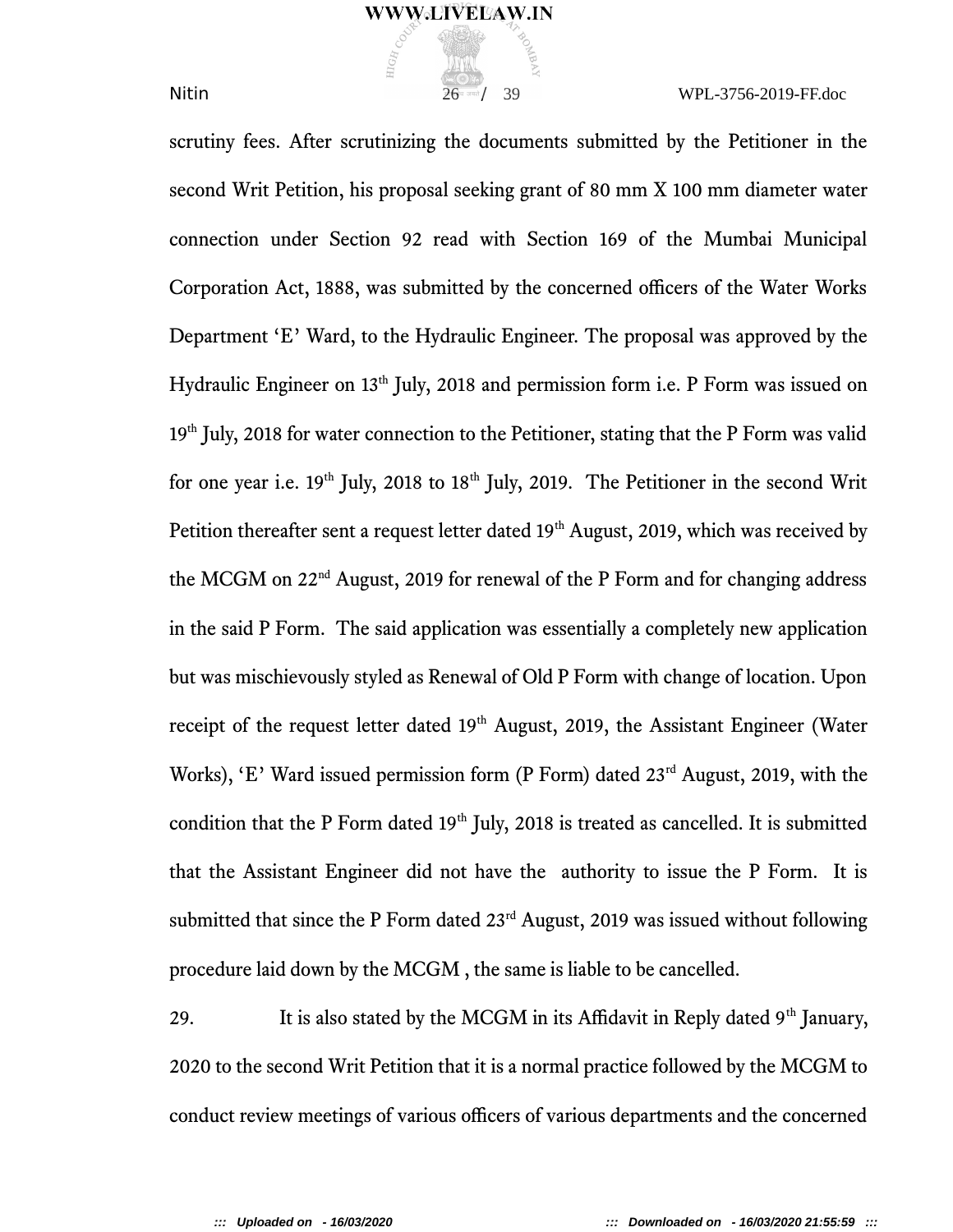scrutiny fees. After scrutinizing the documents submitted by the Petitioner in the second Writ Petition, his proposal seeking grant of 80 mm X 100 mm diameter water connection under Section 92 read with Section 169 of the Mumbai Municipal Corporation Act, 1888, was submitted by the concerned officers of the Water Works Department 'E' Ward, to the Hydraulic Engineer. The proposal was approved by the Hydraulic Engineer on 13th July, 2018 and permission form i.e. P Form was issued on 19th July, 2018 for water connection to the Petitioner, stating that the P Form was valid for one year i.e. 19th July, 2018 to 18th July, 2019. The Petitioner in the second Writ Petition thereafter sent a request letter dated 19th August, 2019, which was received by the MCGM on 22nd August, 2019 for renewal of the P Form and for changing address in the said P Form. The said application was essentially a completely new application but was mischievously styled as Renewal of Old P Form with change of location. Upon receipt of the request letter dated 19th August, 2019, the Assistant Engineer (Water Works), 'E' Ward issued permission form (P Form) dated 23rd August, 2019, with the condition that the P Form dated 19th July, 2018 is treated as cancelled. It is submitted that the Assistant Engineer did not have the authority to issue the P Form. It is submitted that since the P Form dated 23rd August, 2019 was issued without following procedure laid down by the MCGM , the same is liable to be cancelled.

29. It is also stated by the MCGM in its Affidavit in Reply dated 9th January, 2020 to the second Writ Petition that it is a normal practice followed by the MCGM to conduct review meetings of various officers of various departments and the concerned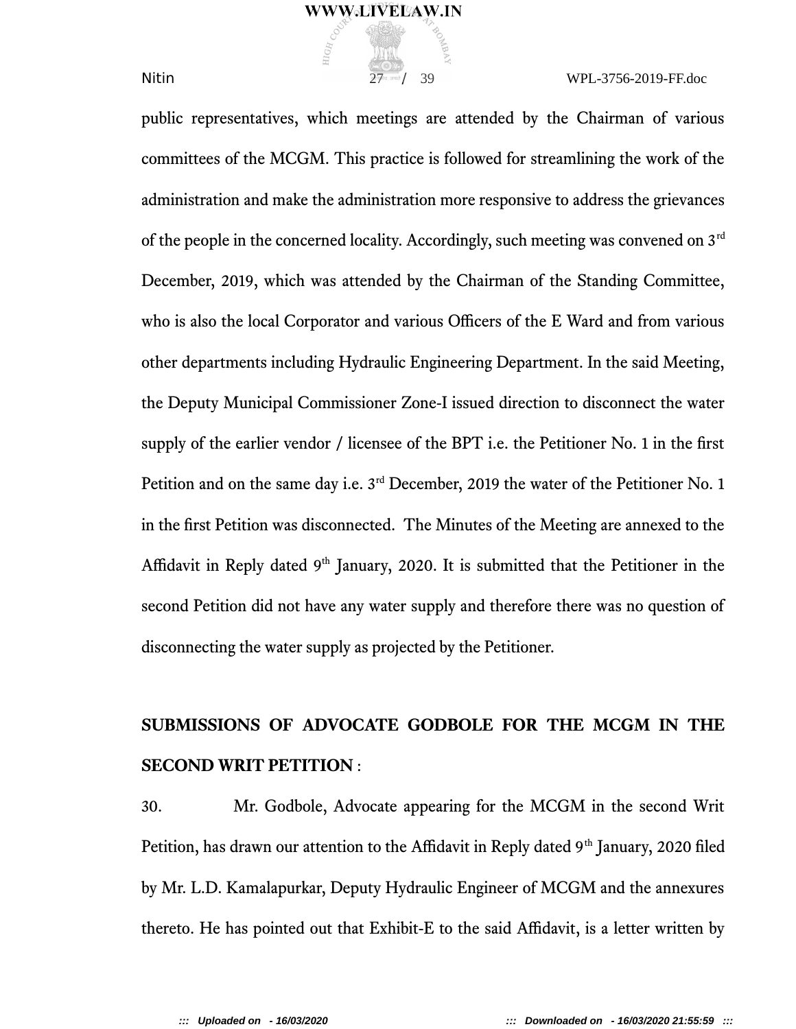public representatives, which meetings are attended by the Chairman of various committees of the MCGM. This practice is followed for streamlining the work of the administration and make the administration more responsive to address the grievances of the people in the concerned locality. Accordingly, such meeting was convened on 3rd December, 2019, which was attended by the Chairman of the Standing Committee, who is also the local Corporator and various Officers of the E Ward and from various other departments including Hydraulic Engineering Department. In the said Meeting, the Deputy Municipal Commissioner Zone-I issued direction to disconnect the water supply of the earlier vendor / licensee of the BPT i.e. the Petitioner No. 1 in the first Petition and on the same day i.e. 3rd December, 2019 the water of the Petitioner No. 1 in the first Petition was disconnected. The Minutes of the Meeting are annexed to the Affidavit in Reply dated 9th January, 2020. It is submitted that the Petitioner in the second Petition did not have any water supply and therefore there was no question of disconnecting the water supply as projected by the Petitioner.

**SUBMISSIONS OF ADVOCATE GODBOLE FOR THE MCGM IN THE SECOND WRIT PETITION** :

30. Mr. Godbole, Advocate appearing for the MCGM in the second Writ Petition, has drawn our attention to the Affidavit in Reply dated 9th January, 2020 filed by Mr. L.D. Kamalapurkar, Deputy Hydraulic Engineer of MCGM and the annexures thereto. He has pointed out that Exhibit-E to the said Affidavit, is a letter written by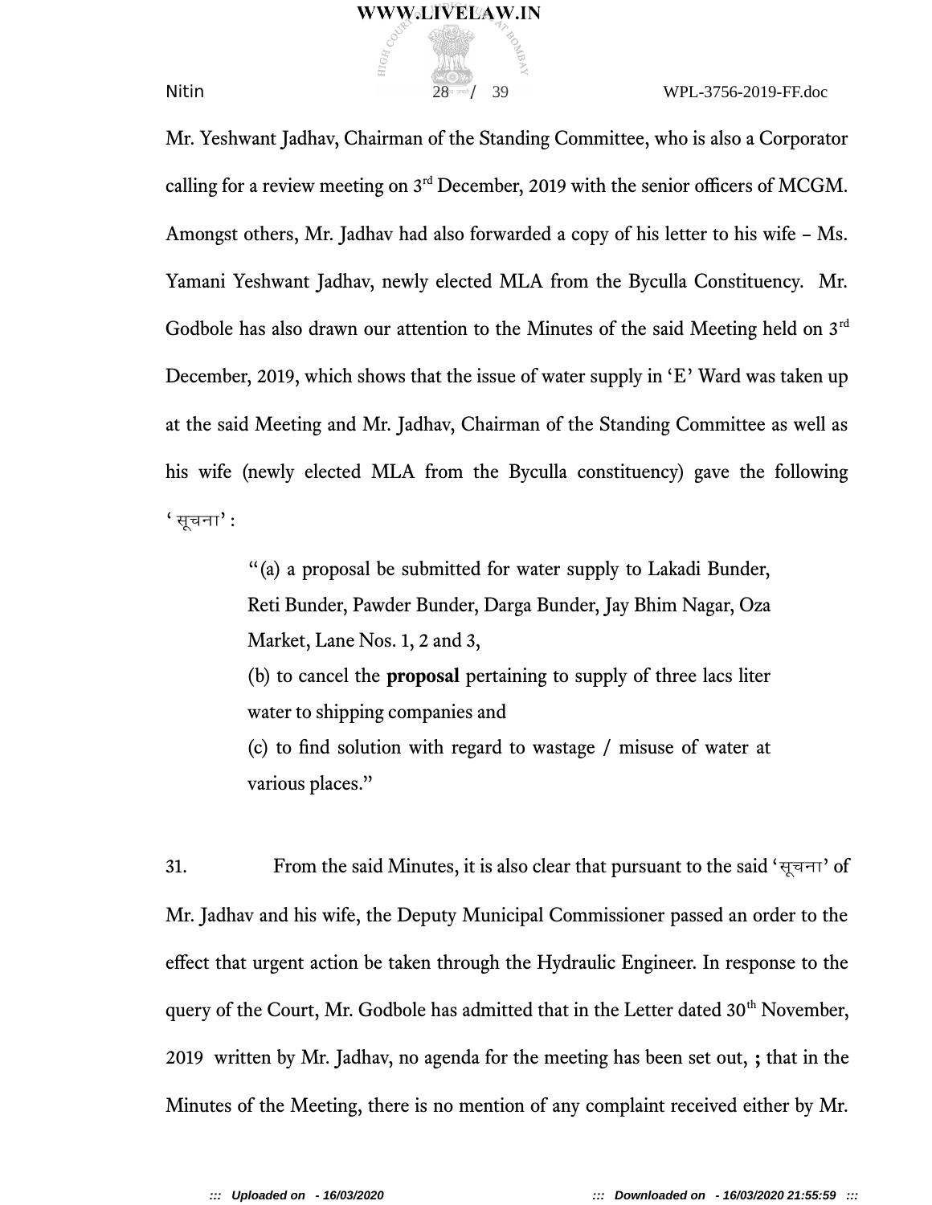Mr. Yeshwant Jadhav, Chairman of the Standing Committee, who is also a Corporator calling for a review meeting on 3rd December, 2019 with the senior officers of MCGM. Amongst others, Mr. Jadhav had also forwarded a copy of his letter to his wife – Ms. Yamani Yeshwant Jadhav, newly elected MLA from the Byculla Constituency. Mr. Godbole has also drawn our attention to the Minutes of the said Meeting held on 3rd December, 2019, which shows that the issue of water supply in 'E' Ward was taken up at the said Meeting and Mr. Jadhav, Chairman of the Standing Committee as well as his wife (newly elected MLA from the Byculla constituency) gave the following ' सूचना' :

> "(a) a proposal be submitted for water supply to Lakadi Bunder, Reti Bunder, Pawder Bunder, Darga Bunder, Jay Bhim Nagar, Oza Market, Lane Nos. 1, 2 and 3,
>
> (b) to cancel the **proposal** pertaining to supply of three lacs liter water to shipping companies and
>
> (c) to find solution with regard to wastage / misuse of water at various places."

31. From the said Minutes, it is also clear that pursuant to the said 'सूचना' of Mr. Jadhav and his wife, the Deputy Municipal Commissioner passed an order to the effect that urgent action be taken through the Hydraulic Engineer. In response to the query of the Court, Mr. Godbole has admitted that in the Letter dated 30th November, 2019 written by Mr. Jadhav, no agenda for the meeting has been set out, **;** that in the Minutes of the Meeting, there is no mention of any complaint received either by Mr.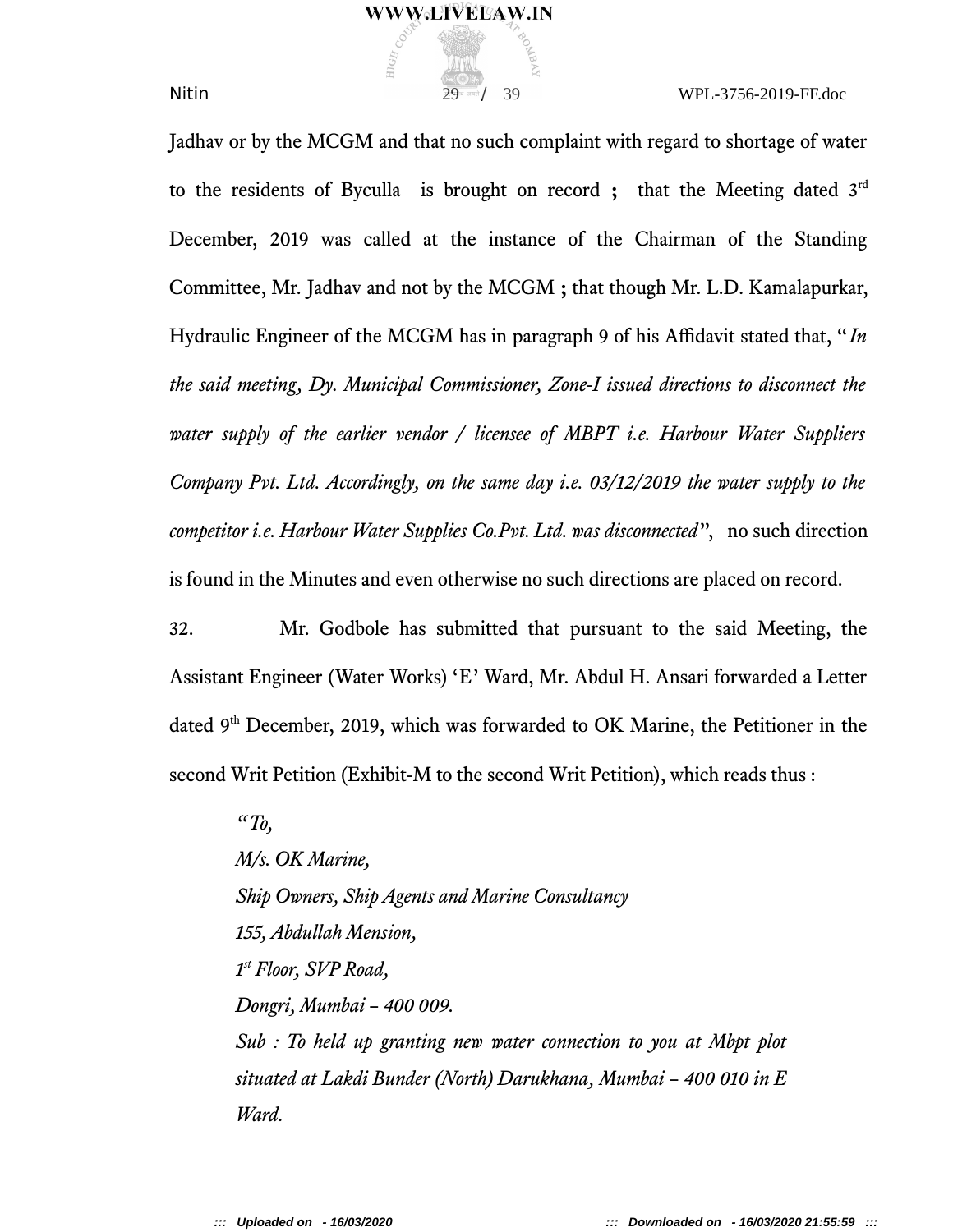Jadhav or by the MCGM and that no such complaint with regard to shortage of water to the residents of Byculla is brought on record **;** that the Meeting dated 3rd December, 2019 was called at the instance of the Chairman of the Standing Committee, Mr. Jadhav and not by the MCGM **;** that though Mr. L.D. Kamalapurkar, Hydraulic Engineer of the MCGM has in paragraph 9 of his Affidavit stated that, "*In the said meeting, Dy. Municipal Commissioner, Zone-I issued directions to disconnect the water supply of the earlier vendor / licensee of MBPT i.e. Harbour Water Suppliers Company Pvt. Ltd. Accordingly, on the same day i.e. 03/12/2019 the water supply to the competitor i.e. Harbour Water Supplies Co.Pvt. Ltd. was disconnected*", no such direction is found in the Minutes and even otherwise no such directions are placed on record.

32. Mr. Godbole has submitted that pursuant to the said Meeting, the Assistant Engineer (Water Works) 'E' Ward, Mr. Abdul H. Ansari forwarded a Letter dated 9th December, 2019, which was forwarded to OK Marine, the Petitioner in the second Writ Petition (Exhibit-M to the second Writ Petition), which reads thus :

> *"To,*
> *M/s. OK Marine,*
> *Ship Owners, Ship Agents and Marine Consultancy*
> *155, Abdullah Mension,*
> *1st Floor, SVP Road,*
> *Dongri, Mumbai – 400 009.*
> *Sub : To held up granting new water connection to you at Mbpt plot situated at Lakdi Bunder (North) Darukhana, Mumbai – 400 010 in E Ward.*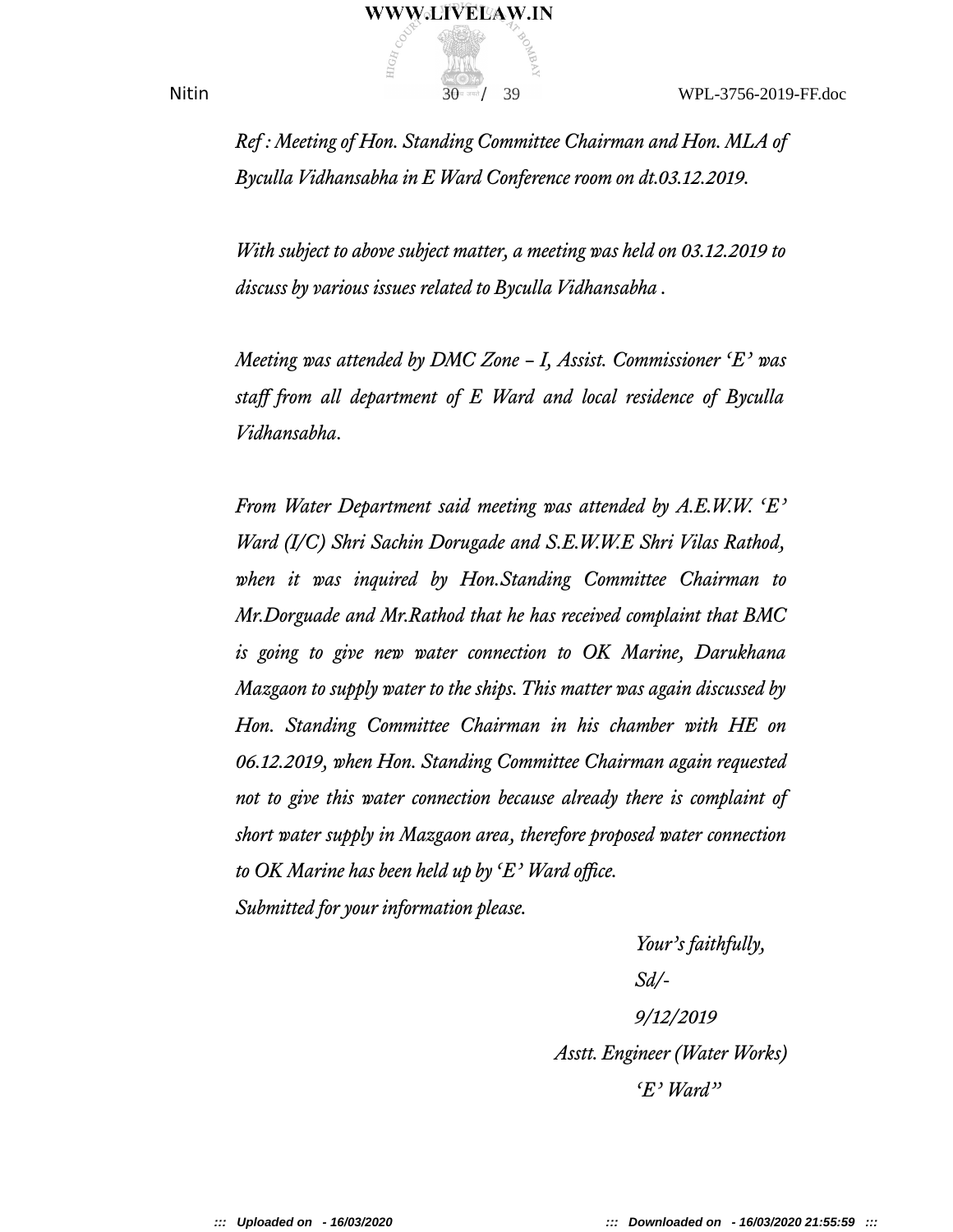*Ref : Meeting of Hon. Standing Committee Chairman and Hon. MLA of Byculla Vidhansabha in E Ward Conference room on dt.03.12.2019.*

*With subject to above subject matter, a meeting was held on 03.12.2019 to discuss by various issues related to Byculla Vidhansabha .*

*Meeting was attended by DMC Zone – I, Assist. Commissioner 'E' was staff from all department of E Ward and local residence of Byculla Vidhansabha.*

*From Water Department said meeting was attended by A.E.W.W. 'E' Ward (I/C) Shri Sachin Dorugade and S.E.W.W.E Shri Vilas Rathod, when it was inquired by Hon.Standing Committee Chairman to Mr.Dorguade and Mr.Rathod that he has received complaint that BMC is going to give new water connection to OK Marine, Darukhana Mazgaon to supply water to the ships. This matter was again discussed by Hon. Standing Committee Chairman in his chamber with HE on 06.12.2019, when Hon. Standing Committee Chairman again requested not to give this water connection because already there is complaint of short water supply in Mazgaon area, therefore proposed water connection to OK Marine has been held up by 'E' Ward office.*

*Submitted for your information please.*

*Your's faithfully,*

*Sd/-*

*9/12/2019*

*Asstt. Engineer (Water Works)*

*'E' Ward"*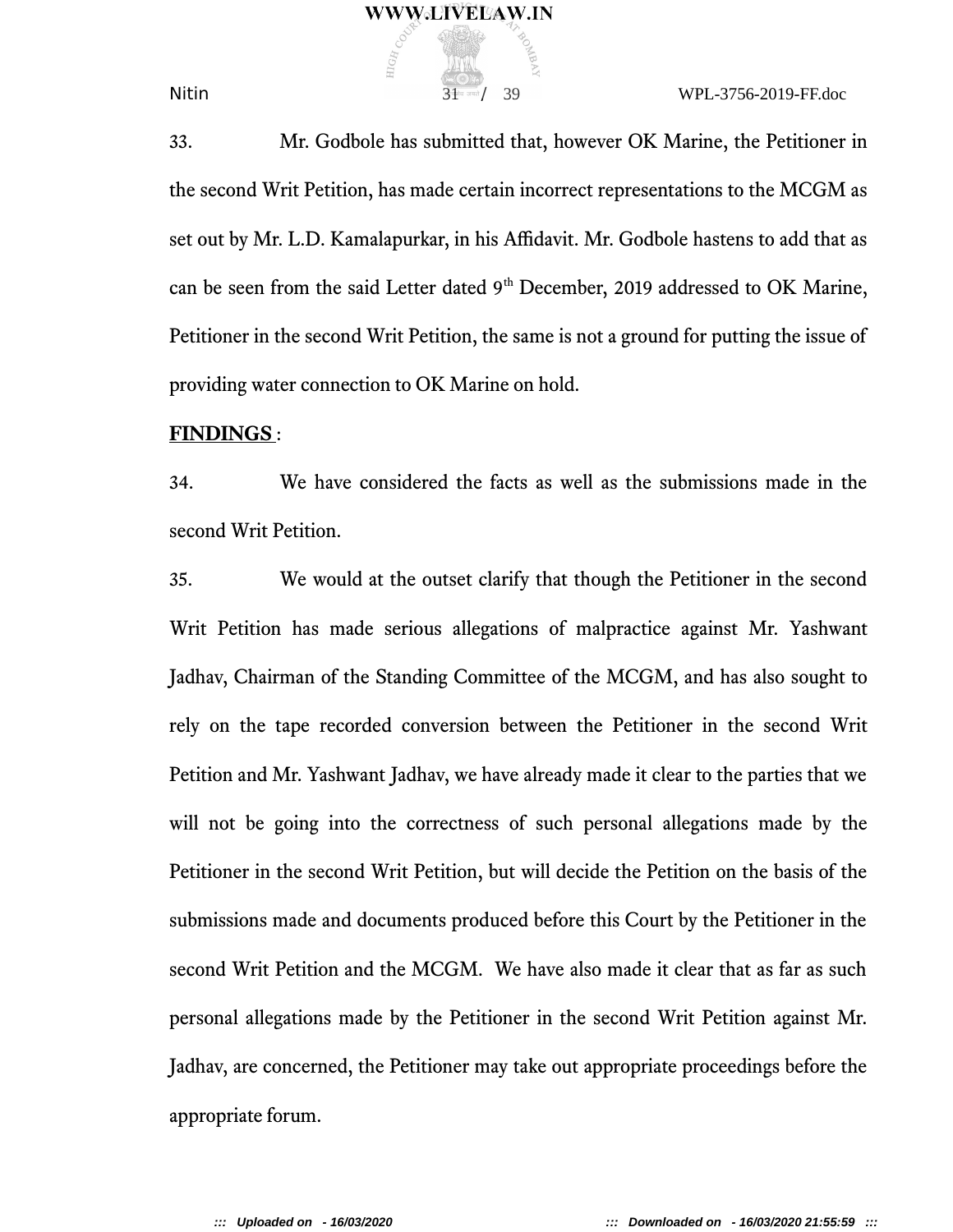33. Mr. Godbole has submitted that, however OK Marine, the Petitioner in the second Writ Petition, has made certain incorrect representations to the MCGM as set out by Mr. L.D. Kamalapurkar, in his Affidavit. Mr. Godbole hastens to add that as can be seen from the said Letter dated 9th December, 2019 addressed to OK Marine, Petitioner in the second Writ Petition, the same is not a ground for putting the issue of providing water connection to OK Marine on hold.

**FINDINGS** :

34. We have considered the facts as well as the submissions made in the second Writ Petition.

35. We would at the outset clarify that though the Petitioner in the second Writ Petition has made serious allegations of malpractice against Mr. Yashwant Jadhav, Chairman of the Standing Committee of the MCGM, and has also sought to rely on the tape recorded conversion between the Petitioner in the second Writ Petition and Mr. Yashwant Jadhav, we have already made it clear to the parties that we will not be going into the correctness of such personal allegations made by the Petitioner in the second Writ Petition, but will decide the Petition on the basis of the submissions made and documents produced before this Court by the Petitioner in the second Writ Petition and the MCGM. We have also made it clear that as far as such personal allegations made by the Petitioner in the second Writ Petition against Mr. Jadhav, are concerned, the Petitioner may take out appropriate proceedings before the appropriate forum.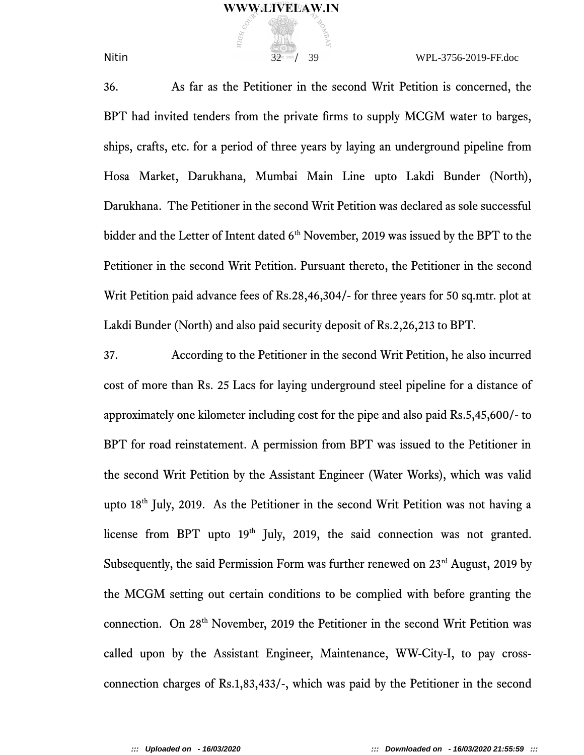36. As far as the Petitioner in the second Writ Petition is concerned, the BPT had invited tenders from the private firms to supply MCGM water to barges, ships, crafts, etc. for a period of three years by laying an underground pipeline from Hosa Market, Darukhana, Mumbai Main Line upto Lakdi Bunder (North), Darukhana. The Petitioner in the second Writ Petition was declared as sole successful bidder and the Letter of Intent dated 6th November, 2019 was issued by the BPT to the Petitioner in the second Writ Petition. Pursuant thereto, the Petitioner in the second Writ Petition paid advance fees of Rs.28,46,304/- for three years for 50 sq.mtr. plot at Lakdi Bunder (North) and also paid security deposit of Rs.2,26,213 to BPT.

37. According to the Petitioner in the second Writ Petition, he also incurred cost of more than Rs. 25 Lacs for laying underground steel pipeline for a distance of approximately one kilometer including cost for the pipe and also paid Rs.5,45,600/- to BPT for road reinstatement. A permission from BPT was issued to the Petitioner in the second Writ Petition by the Assistant Engineer (Water Works), which was valid upto 18th July, 2019. As the Petitioner in the second Writ Petition was not having a license from BPT upto 19th July, 2019, the said connection was not granted. Subsequently, the said Permission Form was further renewed on 23rd August, 2019 by the MCGM setting out certain conditions to be complied with before granting the connection. On 28th November, 2019 the Petitioner in the second Writ Petition was called upon by the Assistant Engineer, Maintenance, WW-City-I, to pay cross-connection charges of Rs.1,83,433/-, which was paid by the Petitioner in the second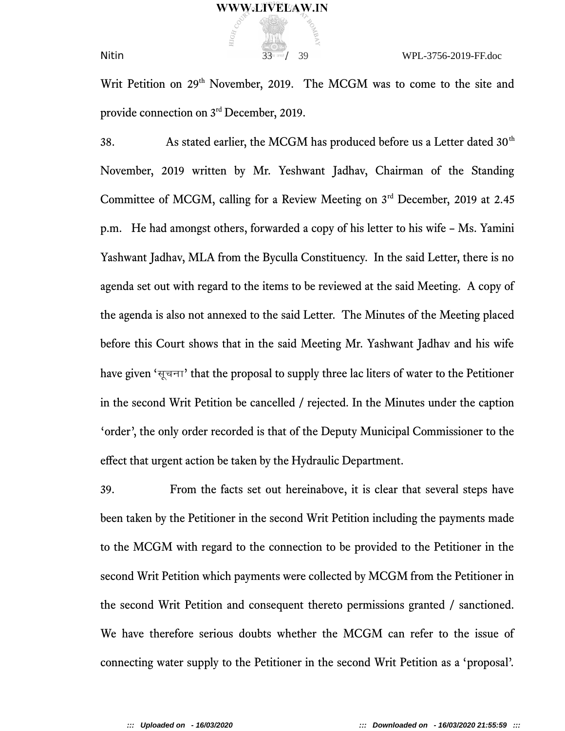Writ Petition on 29th November, 2019. The MCGM was to come to the site and provide connection on 3rd December, 2019.

38. As stated earlier, the MCGM has produced before us a Letter dated 30th November, 2019 written by Mr. Yeshwant Jadhav, Chairman of the Standing Committee of MCGM, calling for a Review Meeting on 3rd December, 2019 at 2.45 p.m. He had amongst others, forwarded a copy of his letter to his wife – Ms. Yamini Yashwant Jadhav, MLA from the Byculla Constituency. In the said Letter, there is no agenda set out with regard to the items to be reviewed at the said Meeting. A copy of the agenda is also not annexed to the said Letter. The Minutes of the Meeting placed before this Court shows that in the said Meeting Mr. Yashwant Jadhav and his wife have given 'सूचना' that the proposal to supply three lac liters of water to the Petitioner in the second Writ Petition be cancelled / rejected. In the Minutes under the caption 'order', the only order recorded is that of the Deputy Municipal Commissioner to the effect that urgent action be taken by the Hydraulic Department.

39. From the facts set out hereinabove, it is clear that several steps have been taken by the Petitioner in the second Writ Petition including the payments made to the MCGM with regard to the connection to be provided to the Petitioner in the second Writ Petition which payments were collected by MCGM from the Petitioner in the second Writ Petition and consequent thereto permissions granted / sanctioned. We have therefore serious doubts whether the MCGM can refer to the issue of connecting water supply to the Petitioner in the second Writ Petition as a 'proposal'.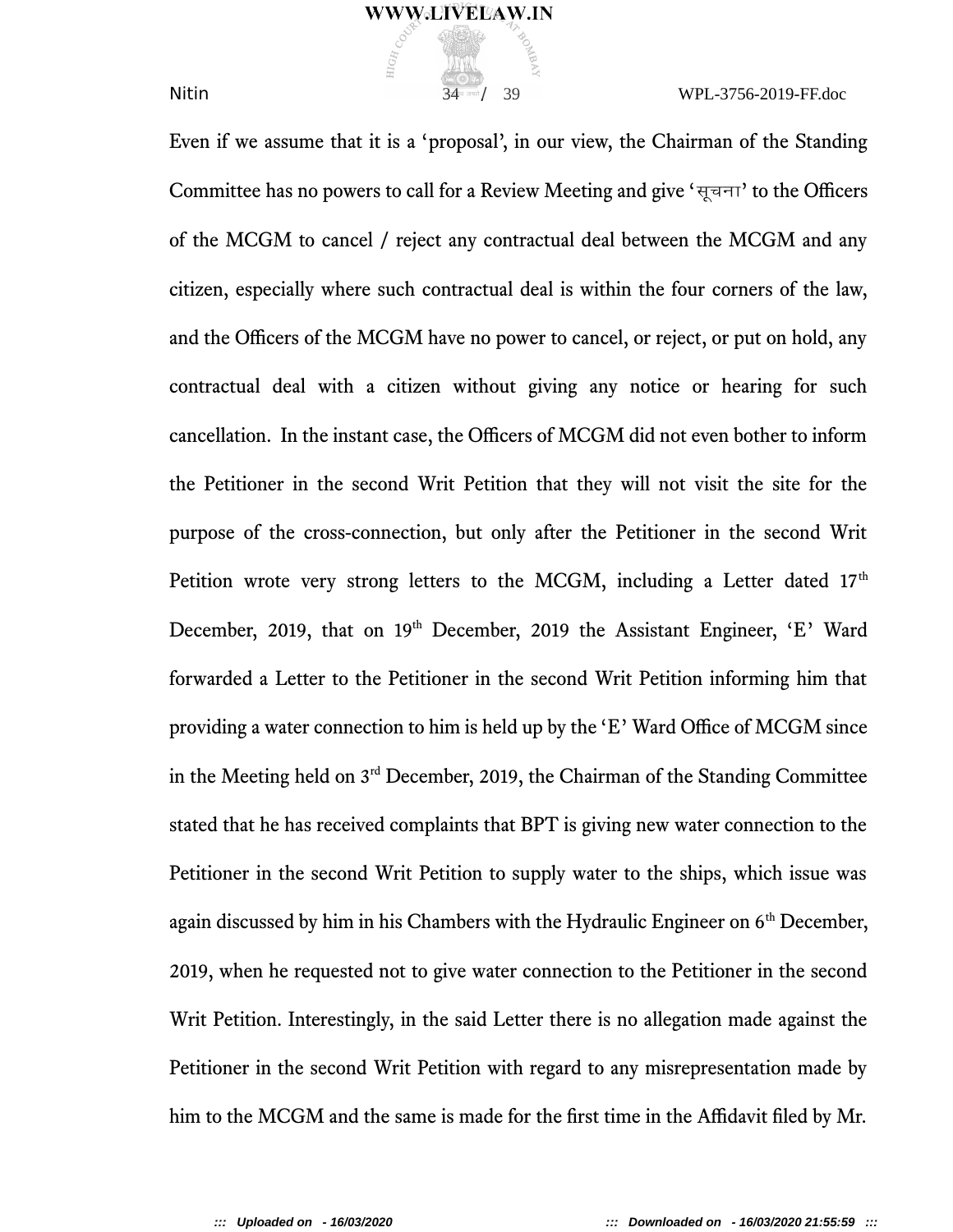Even if we assume that it is a 'proposal', in our view, the Chairman of the Standing Committee has no powers to call for a Review Meeting and give 'सूचना' to the Officers of the MCGM to cancel / reject any contractual deal between the MCGM and any citizen, especially where such contractual deal is within the four corners of the law, and the Officers of the MCGM have no power to cancel, or reject, or put on hold, any contractual deal with a citizen without giving any notice or hearing for such cancellation. In the instant case, the Officers of MCGM did not even bother to inform the Petitioner in the second Writ Petition that they will not visit the site for the purpose of the cross-connection, but only after the Petitioner in the second Writ Petition wrote very strong letters to the MCGM, including a Letter dated 17th December, 2019, that on 19th December, 2019 the Assistant Engineer, 'E' Ward forwarded a Letter to the Petitioner in the second Writ Petition informing him that providing a water connection to him is held up by the 'E' Ward Office of MCGM since in the Meeting held on 3rd December, 2019, the Chairman of the Standing Committee stated that he has received complaints that BPT is giving new water connection to the Petitioner in the second Writ Petition to supply water to the ships, which issue was again discussed by him in his Chambers with the Hydraulic Engineer on 6th December, 2019, when he requested not to give water connection to the Petitioner in the second Writ Petition. Interestingly, in the said Letter there is no allegation made against the Petitioner in the second Writ Petition with regard to any misrepresentation made by him to the MCGM and the same is made for the first time in the Affidavit filed by Mr.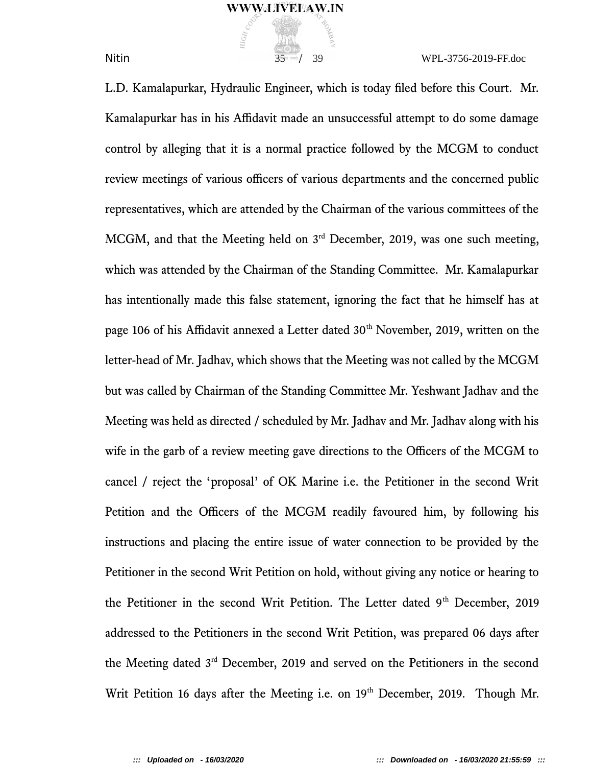L.D. Kamalapurkar, Hydraulic Engineer, which is today filed before this Court. Mr. Kamalapurkar has in his Affidavit made an unsuccessful attempt to do some damage control by alleging that it is a normal practice followed by the MCGM to conduct review meetings of various officers of various departments and the concerned public representatives, which are attended by the Chairman of the various committees of the MCGM, and that the Meeting held on 3rd December, 2019, was one such meeting, which was attended by the Chairman of the Standing Committee. Mr. Kamalapurkar has intentionally made this false statement, ignoring the fact that he himself has at page 106 of his Affidavit annexed a Letter dated 30th November, 2019, written on the letter-head of Mr. Jadhav, which shows that the Meeting was not called by the MCGM but was called by Chairman of the Standing Committee Mr. Yeshwant Jadhav and the Meeting was held as directed / scheduled by Mr. Jadhav and Mr. Jadhav along with his wife in the garb of a review meeting gave directions to the Officers of the MCGM to cancel / reject the 'proposal' of OK Marine i.e. the Petitioner in the second Writ Petition and the Officers of the MCGM readily favoured him, by following his instructions and placing the entire issue of water connection to be provided by the Petitioner in the second Writ Petition on hold, without giving any notice or hearing to the Petitioner in the second Writ Petition. The Letter dated 9th December, 2019 addressed to the Petitioners in the second Writ Petition, was prepared 06 days after the Meeting dated 3rd December, 2019 and served on the Petitioners in the second Writ Petition 16 days after the Meeting i.e. on 19th December, 2019. Though Mr.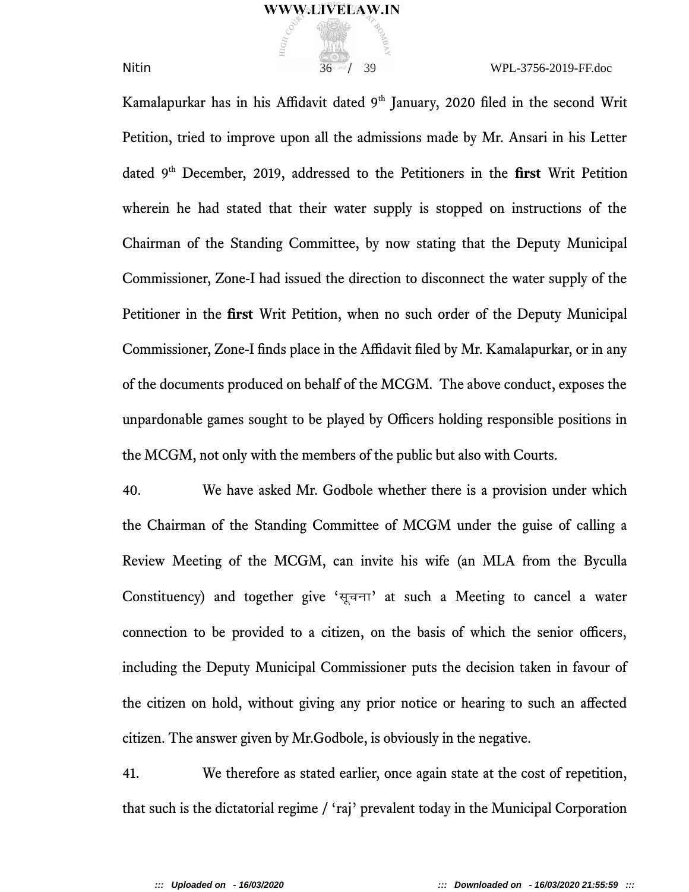Kamalapurkar has in his Affidavit dated 9th January, 2020 filed in the second Writ Petition, tried to improve upon all the admissions made by Mr. Ansari in his Letter dated 9th December, 2019, addressed to the Petitioners in the **first** Writ Petition wherein he had stated that their water supply is stopped on instructions of the Chairman of the Standing Committee, by now stating that the Deputy Municipal Commissioner, Zone-I had issued the direction to disconnect the water supply of the Petitioner in the **first** Writ Petition, when no such order of the Deputy Municipal Commissioner, Zone-I finds place in the Affidavit filed by Mr. Kamalapurkar, or in any of the documents produced on behalf of the MCGM. The above conduct, exposes the unpardonable games sought to be played by Officers holding responsible positions in the MCGM, not only with the members of the public but also with Courts.

40. We have asked Mr. Godbole whether there is a provision under which the Chairman of the Standing Committee of MCGM under the guise of calling a Review Meeting of the MCGM, can invite his wife (an MLA from the Byculla Constituency) and together give 'सूचना' at such a Meeting to cancel a water connection to be provided to a citizen, on the basis of which the senior officers, including the Deputy Municipal Commissioner puts the decision taken in favour of the citizen on hold, without giving any prior notice or hearing to such an affected citizen. The answer given by Mr.Godbole, is obviously in the negative.

41. We therefore as stated earlier, once again state at the cost of repetition, that such is the dictatorial regime / 'raj' prevalent today in the Municipal Corporation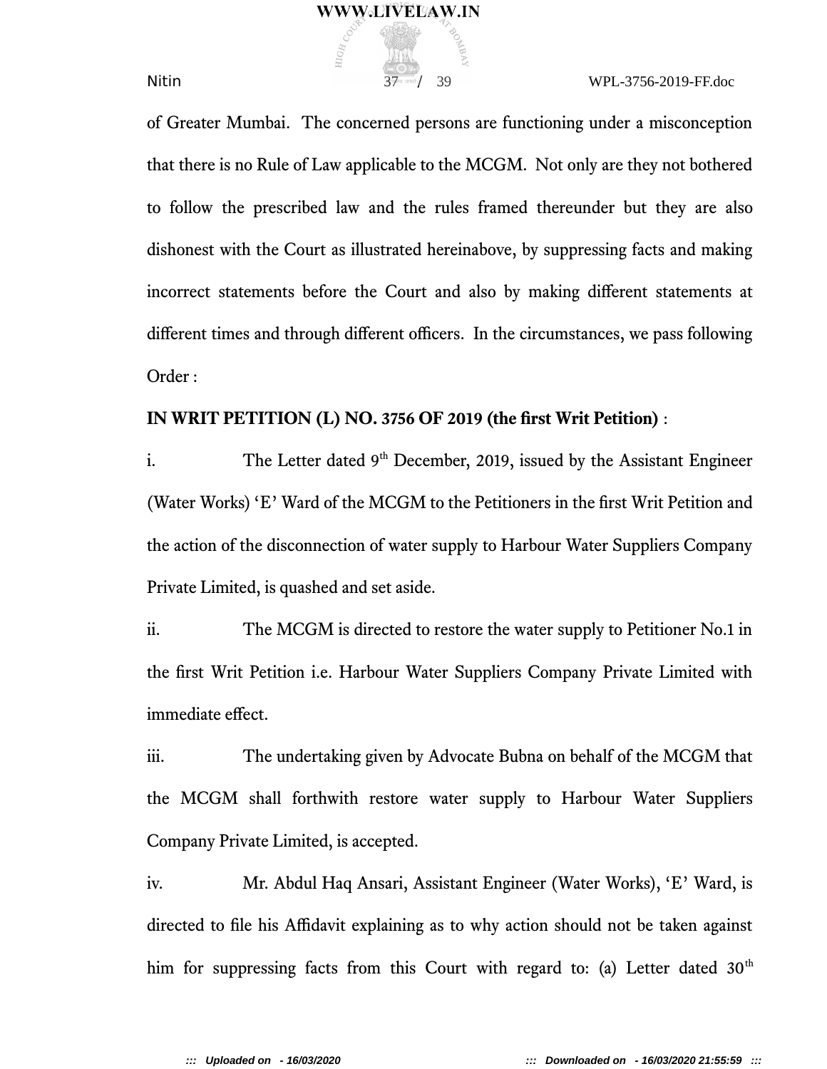of Greater Mumbai. The concerned persons are functioning under a misconception that there is no Rule of Law applicable to the MCGM. Not only are they not bothered to follow the prescribed law and the rules framed thereunder but they are also dishonest with the Court as illustrated hereinabove, by suppressing facts and making incorrect statements before the Court and also by making different statements at different times and through different officers. In the circumstances, we pass following Order :

**IN WRIT PETITION (L) NO. 3756 OF 2019 (the first Writ Petition)** :

i. The Letter dated 9th December, 2019, issued by the Assistant Engineer (Water Works) 'E' Ward of the MCGM to the Petitioners in the first Writ Petition and the action of the disconnection of water supply to Harbour Water Suppliers Company Private Limited, is quashed and set aside.

ii. The MCGM is directed to restore the water supply to Petitioner No.1 in the first Writ Petition i.e. Harbour Water Suppliers Company Private Limited with immediate effect.

iii. The undertaking given by Advocate Bubna on behalf of the MCGM that the MCGM shall forthwith restore water supply to Harbour Water Suppliers Company Private Limited, is accepted.

iv. Mr. Abdul Haq Ansari, Assistant Engineer (Water Works), 'E' Ward, is directed to file his Affidavit explaining as to why action should not be taken against him for suppressing facts from this Court with regard to: (a) Letter dated 30th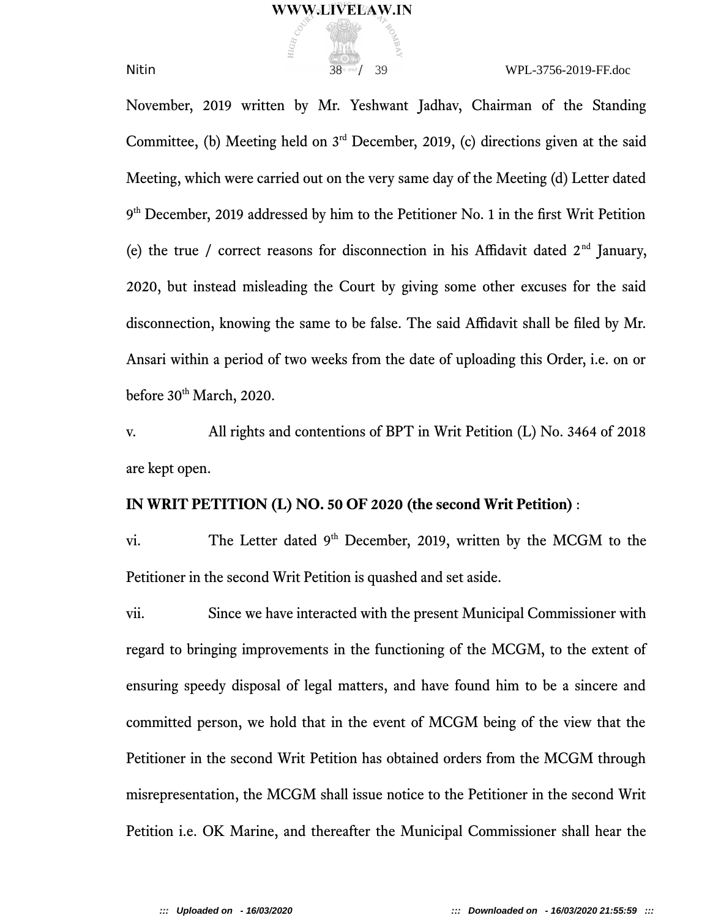November, 2019 written by Mr. Yeshwant Jadhav, Chairman of the Standing Committee, (b) Meeting held on 3rd December, 2019, (c) directions given at the said Meeting, which were carried out on the very same day of the Meeting (d) Letter dated 9th December, 2019 addressed by him to the Petitioner No. 1 in the first Writ Petition (e) the true / correct reasons for disconnection in his Affidavit dated 2nd January, 2020, but instead misleading the Court by giving some other excuses for the said disconnection, knowing the same to be false. The said Affidavit shall be filed by Mr. Ansari within a period of two weeks from the date of uploading this Order, i.e. on or before 30th March, 2020.

v. All rights and contentions of BPT in Writ Petition (L) No. 3464 of 2018 are kept open.

**IN WRIT PETITION (L) NO. 50 OF 2020 (the second Writ Petition)** :

vi. The Letter dated 9th December, 2019, written by the MCGM to the Petitioner in the second Writ Petition is quashed and set aside.

vii. Since we have interacted with the present Municipal Commissioner with regard to bringing improvements in the functioning of the MCGM, to the extent of ensuring speedy disposal of legal matters, and have found him to be a sincere and committed person, we hold that in the event of MCGM being of the view that the Petitioner in the second Writ Petition has obtained orders from the MCGM through misrepresentation, the MCGM shall issue notice to the Petitioner in the second Writ Petition i.e. OK Marine, and thereafter the Municipal Commissioner shall hear the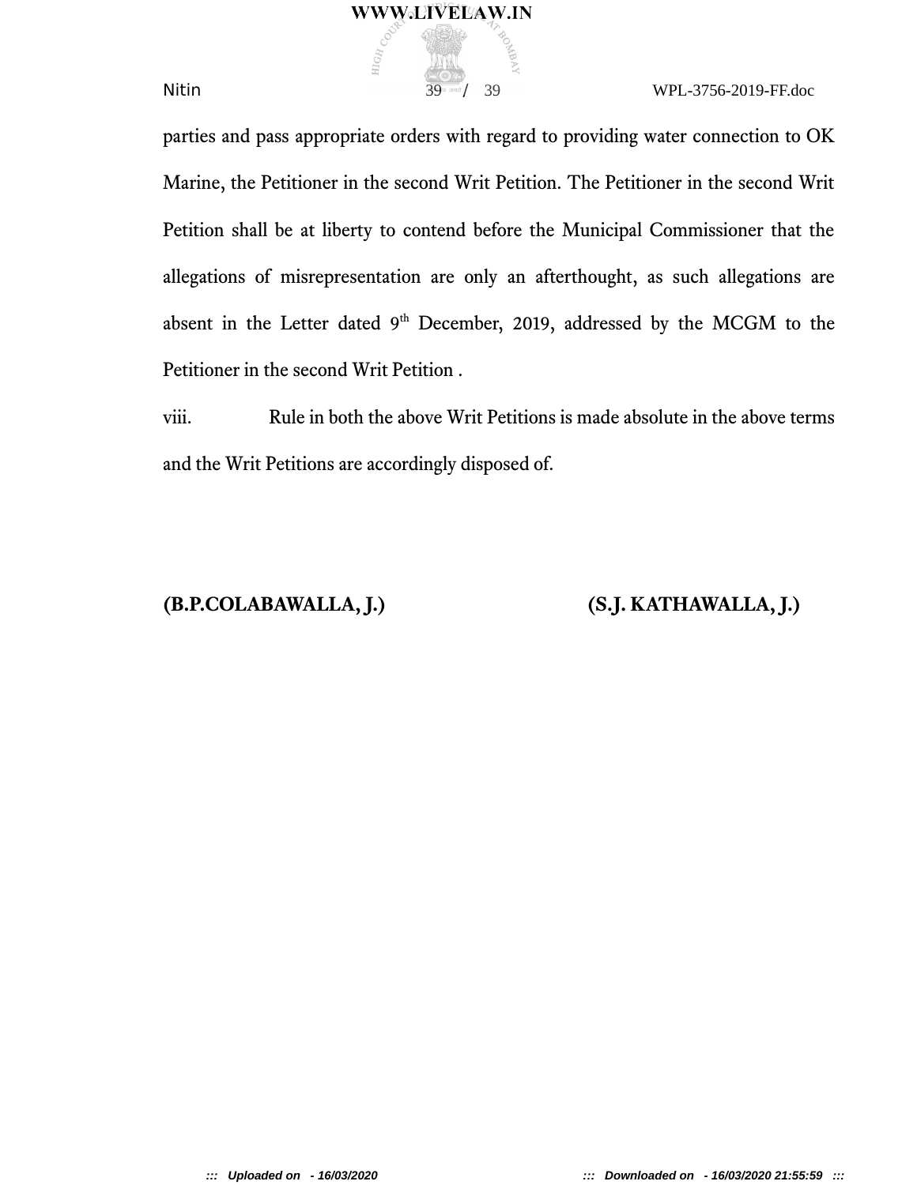parties and pass appropriate orders with regard to providing water connection to OK Marine, the Petitioner in the second Writ Petition. The Petitioner in the second Writ Petition shall be at liberty to contend before the Municipal Commissioner that the allegations of misrepresentation are only an afterthought, as such allegations are absent in the Letter dated 9th December, 2019, addressed by the MCGM to the Petitioner in the second Writ Petition .

viii. Rule in both the above Writ Petitions is made absolute in the above terms and the Writ Petitions are accordingly disposed of.

**(B.P.COLABAWALLA, J.)** **(S.J. KATHAWALLA, J.)**